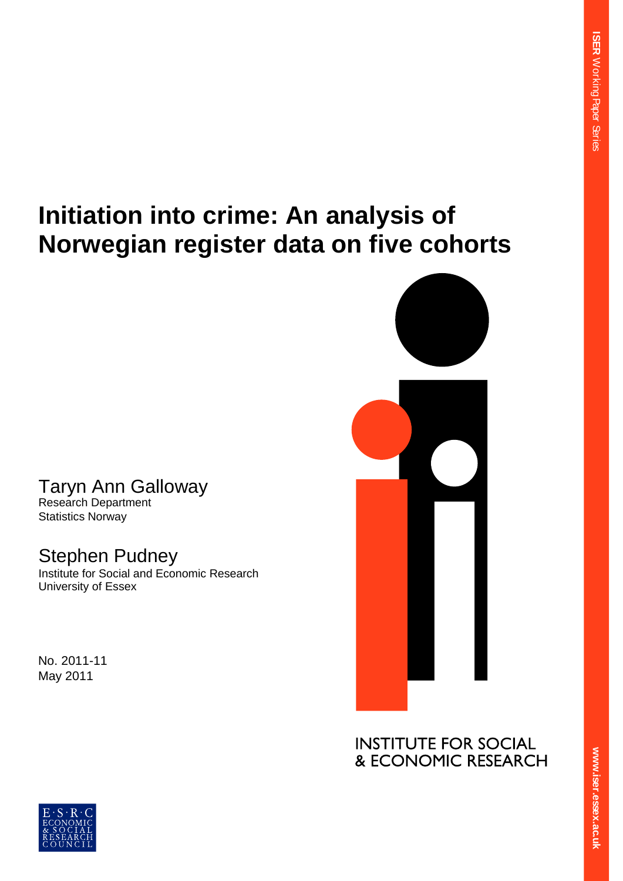ISER Working Paper Series

# Initiation into crime: An analysis of Norwegian register data on five cohorts

Taryn Ann Galloway
Research Department
Statistics Norway

Stephen Pudney
Institute for Social and Economic Research
University of Essex

No. 2011-11
May 2011

INSTITUTE FOR SOCIAL & ECONOMIC RESEARCH

www.iser.essex.ac.uk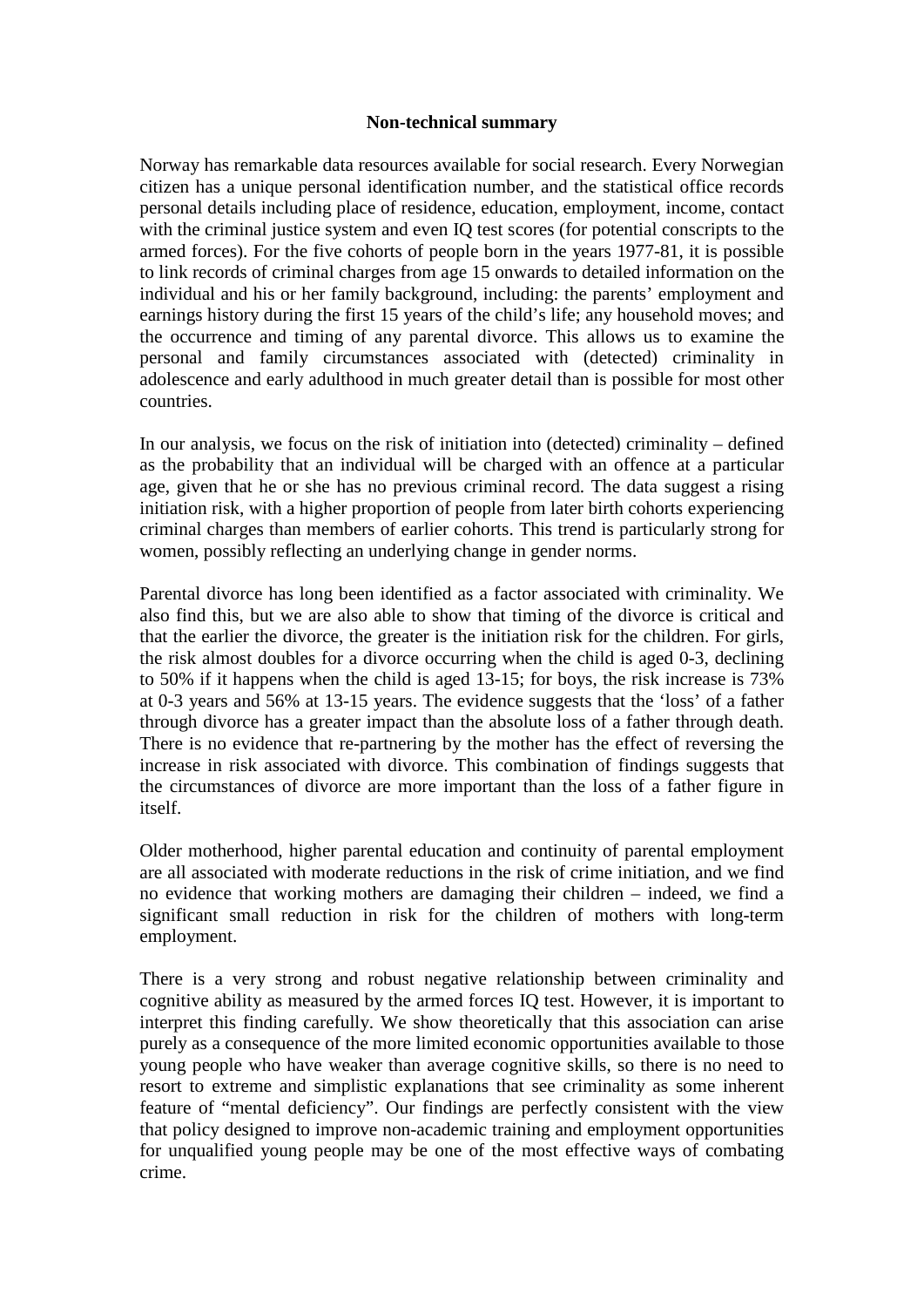**Non-technical summary**

Norway has remarkable data resources available for social research. Every Norwegian citizen has a unique personal identification number, and the statistical office records personal details including place of residence, education, employment, income, contact with the criminal justice system and even IQ test scores (for potential conscripts to the armed forces). For the five cohorts of people born in the years 1977-81, it is possible to link records of criminal charges from age 15 onwards to detailed information on the individual and his or her family background, including: the parents' employment and earnings history during the first 15 years of the child's life; any household moves; and the occurrence and timing of any parental divorce. This allows us to examine the personal and family circumstances associated with (detected) criminality in adolescence and early adulthood in much greater detail than is possible for most other countries.

In our analysis, we focus on the risk of initiation into (detected) criminality – defined as the probability that an individual will be charged with an offence at a particular age, given that he or she has no previous criminal record. The data suggest a rising initiation risk, with a higher proportion of people from later birth cohorts experiencing criminal charges than members of earlier cohorts. This trend is particularly strong for women, possibly reflecting an underlying change in gender norms.

Parental divorce has long been identified as a factor associated with criminality. We also find this, but we are also able to show that timing of the divorce is critical and that the earlier the divorce, the greater is the initiation risk for the children. For girls, the risk almost doubles for a divorce occurring when the child is aged 0-3, declining to 50% if it happens when the child is aged 13-15; for boys, the risk increase is 73% at 0-3 years and 56% at 13-15 years. The evidence suggests that the 'loss' of a father through divorce has a greater impact than the absolute loss of a father through death. There is no evidence that re-partnering by the mother has the effect of reversing the increase in risk associated with divorce. This combination of findings suggests that the circumstances of divorce are more important than the loss of a father figure in itself.

Older motherhood, higher parental education and continuity of parental employment are all associated with moderate reductions in the risk of crime initiation, and we find no evidence that working mothers are damaging their children – indeed, we find a significant small reduction in risk for the children of mothers with long-term employment.

There is a very strong and robust negative relationship between criminality and cognitive ability as measured by the armed forces IQ test. However, it is important to interpret this finding carefully. We show theoretically that this association can arise purely as a consequence of the more limited economic opportunities available to those young people who have weaker than average cognitive skills, so there is no need to resort to extreme and simplistic explanations that see criminality as some inherent feature of "mental deficiency". Our findings are perfectly consistent with the view that policy designed to improve non-academic training and employment opportunities for unqualified young people may be one of the most effective ways of combating crime.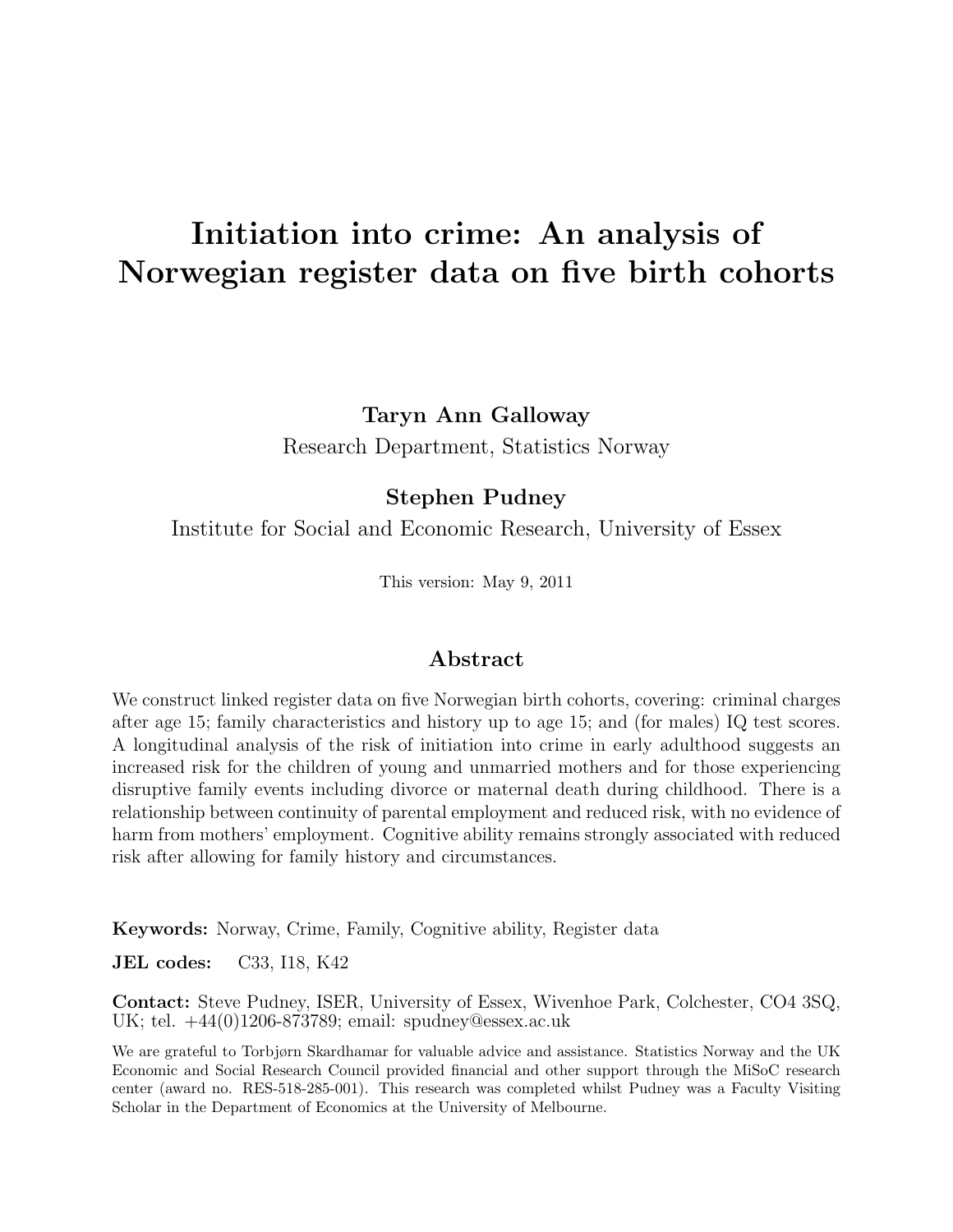# Initiation into crime: An analysis of Norwegian register data on five birth cohorts

**Taryn Ann Galloway**
Research Department, Statistics Norway

**Stephen Pudney**
Institute for Social and Economic Research, University of Essex

This version: May 9, 2011

## Abstract

We construct linked register data on five Norwegian birth cohorts, covering: criminal charges after age 15; family characteristics and history up to age 15; and (for males) IQ test scores. A longitudinal analysis of the risk of initiation into crime in early adulthood suggests an increased risk for the children of young and unmarried mothers and for those experiencing disruptive family events including divorce or maternal death during childhood. There is a relationship between continuity of parental employment and reduced risk, with no evidence of harm from mothers' employment. Cognitive ability remains strongly associated with reduced risk after allowing for family history and circumstances.

**Keywords:** Norway, Crime, Family, Cognitive ability, Register data

**JEL codes:** C33, I18, K42

**Contact:** Steve Pudney, ISER, University of Essex, Wivenhoe Park, Colchester, CO4 3SQ, UK; tel. +44(0)1206-873789; email: spudney@essex.ac.uk

We are grateful to Torbjørn Skardhamar for valuable advice and assistance. Statistics Norway and the UK Economic and Social Research Council provided financial and other support through the MiSoC research center (award no. RES-518-285-001). This research was completed whilst Pudney was a Faculty Visiting Scholar in the Department of Economics at the University of Melbourne.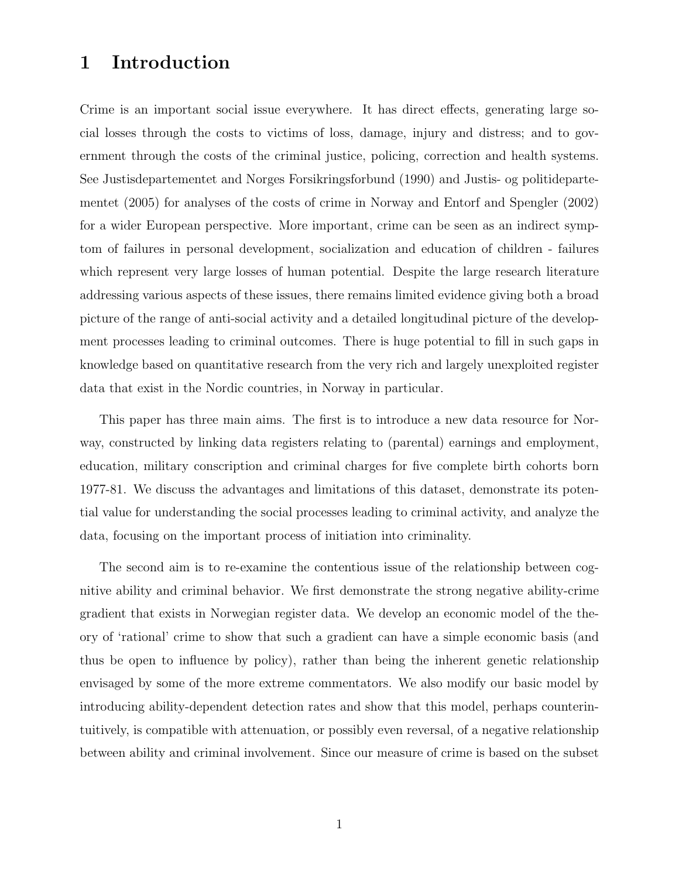# 1 Introduction

Crime is an important social issue everywhere. It has direct effects, generating large social losses through the costs to victims of loss, damage, injury and distress; and to government through the costs of the criminal justice, policing, correction and health systems. See Justisdepartementet and Norges Forsikringsforbund (1990) and Justis- og politidepartementet (2005) for analyses of the costs of crime in Norway and Entorf and Spengler (2002) for a wider European perspective. More important, crime can be seen as an indirect symptom of failures in personal development, socialization and education of children - failures which represent very large losses of human potential. Despite the large research literature addressing various aspects of these issues, there remains limited evidence giving both a broad picture of the range of anti-social activity and a detailed longitudinal picture of the development processes leading to criminal outcomes. There is huge potential to fill in such gaps in knowledge based on quantitative research from the very rich and largely unexploited register data that exist in the Nordic countries, in Norway in particular.

This paper has three main aims. The first is to introduce a new data resource for Norway, constructed by linking data registers relating to (parental) earnings and employment, education, military conscription and criminal charges for five complete birth cohorts born 1977-81. We discuss the advantages and limitations of this dataset, demonstrate its potential value for understanding the social processes leading to criminal activity, and analyze the data, focusing on the important process of initiation into criminality.

The second aim is to re-examine the contentious issue of the relationship between cognitive ability and criminal behavior. We first demonstrate the strong negative ability-crime gradient that exists in Norwegian register data. We develop an economic model of the theory of 'rational' crime to show that such a gradient can have a simple economic basis (and thus be open to influence by policy), rather than being the inherent genetic relationship envisaged by some of the more extreme commentators. We also modify our basic model by introducing ability-dependent detection rates and show that this model, perhaps counterintuitively, is compatible with attenuation, or possibly even reversal, of a negative relationship between ability and criminal involvement. Since our measure of crime is based on the subset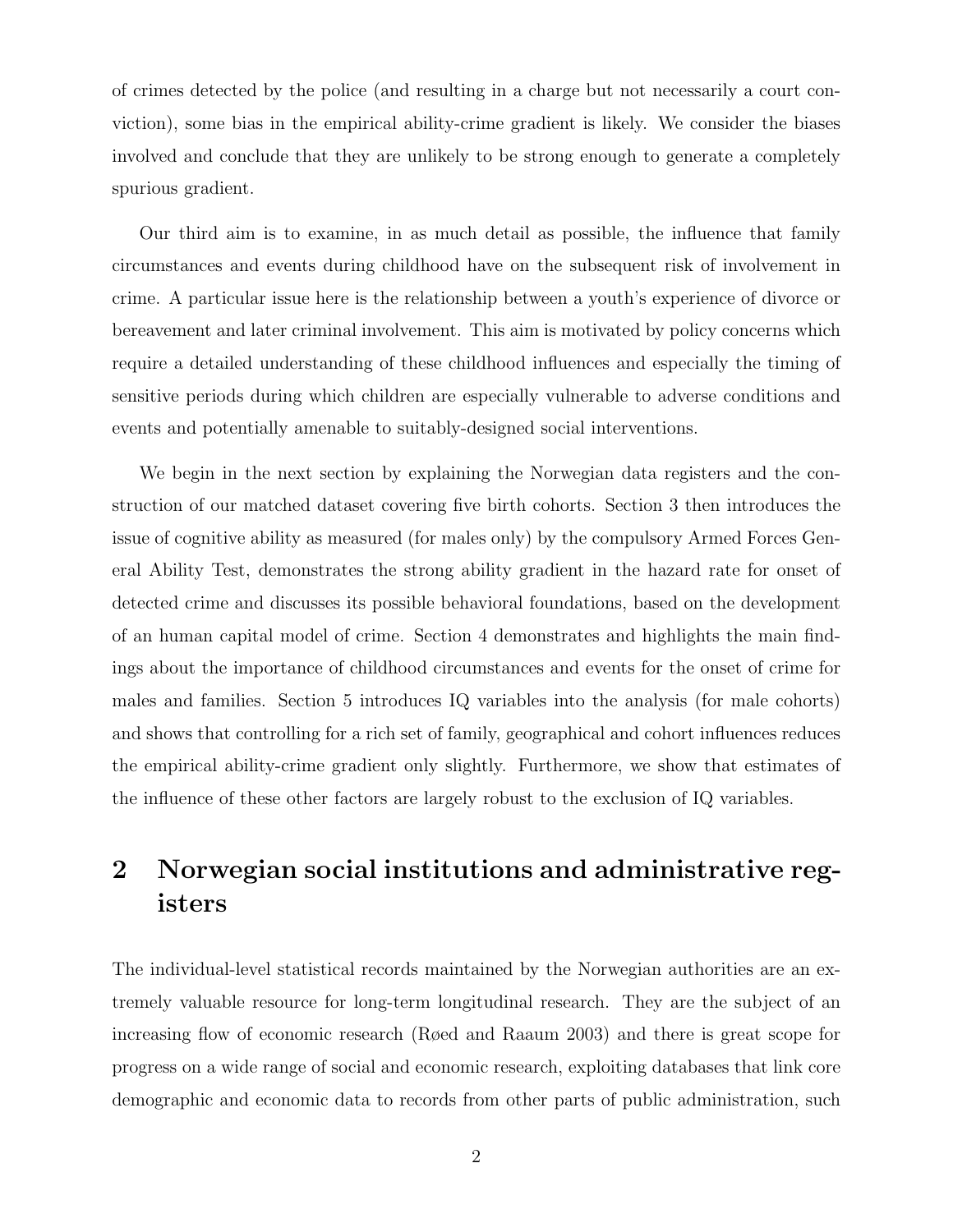of crimes detected by the police (and resulting in a charge but not necessarily a court conviction), some bias in the empirical ability-crime gradient is likely. We consider the biases involved and conclude that they are unlikely to be strong enough to generate a completely spurious gradient.

Our third aim is to examine, in as much detail as possible, the influence that family circumstances and events during childhood have on the subsequent risk of involvement in crime. A particular issue here is the relationship between a youth's experience of divorce or bereavement and later criminal involvement. This aim is motivated by policy concerns which require a detailed understanding of these childhood influences and especially the timing of sensitive periods during which children are especially vulnerable to adverse conditions and events and potentially amenable to suitably-designed social interventions.

We begin in the next section by explaining the Norwegian data registers and the construction of our matched dataset covering five birth cohorts. Section 3 then introduces the issue of cognitive ability as measured (for males only) by the compulsory Armed Forces General Ability Test, demonstrates the strong ability gradient in the hazard rate for onset of detected crime and discusses its possible behavioral foundations, based on the development of an human capital model of crime. Section 4 demonstrates and highlights the main findings about the importance of childhood circumstances and events for the onset of crime for males and families. Section 5 introduces IQ variables into the analysis (for male cohorts) and shows that controlling for a rich set of family, geographical and cohort influences reduces the empirical ability-crime gradient only slightly. Furthermore, we show that estimates of the influence of these other factors are largely robust to the exclusion of IQ variables.

## 2 Norwegian social institutions and administrative registers

The individual-level statistical records maintained by the Norwegian authorities are an extremely valuable resource for long-term longitudinal research. They are the subject of an increasing flow of economic research (Røed and Raaum 2003) and there is great scope for progress on a wide range of social and economic research, exploiting databases that link core demographic and economic data to records from other parts of public administration, such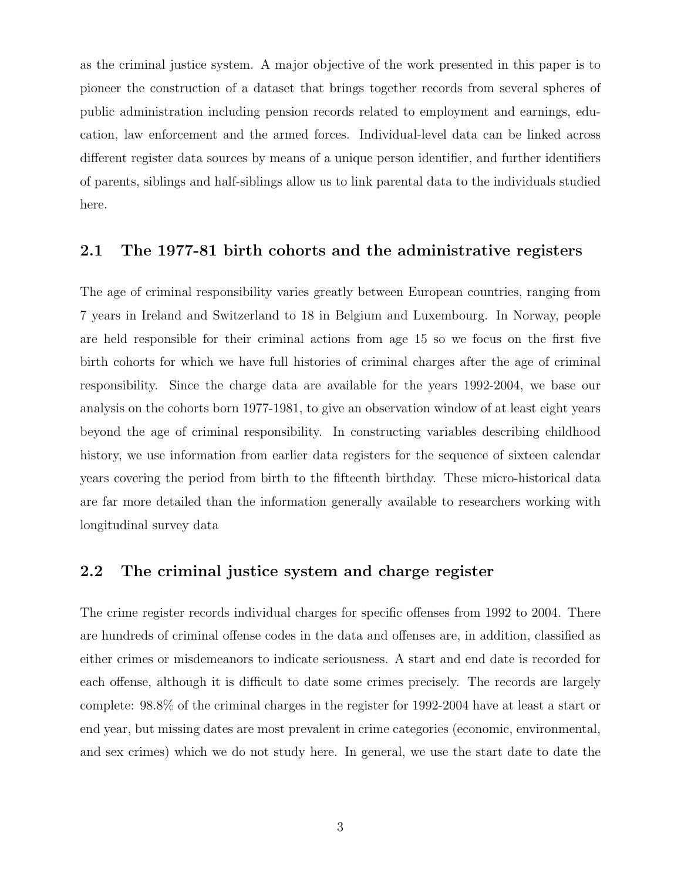as the criminal justice system. A major objective of the work presented in this paper is to pioneer the construction of a dataset that brings together records from several spheres of public administration including pension records related to employment and earnings, education, law enforcement and the armed forces. Individual-level data can be linked across different register data sources by means of a unique person identifier, and further identifiers of parents, siblings and half-siblings allow us to link parental data to the individuals studied here.

## 2.1 The 1977-81 birth cohorts and the administrative registers

The age of criminal responsibility varies greatly between European countries, ranging from 7 years in Ireland and Switzerland to 18 in Belgium and Luxembourg. In Norway, people are held responsible for their criminal actions from age 15 so we focus on the first five birth cohorts for which we have full histories of criminal charges after the age of criminal responsibility. Since the charge data are available for the years 1992-2004, we base our analysis on the cohorts born 1977-1981, to give an observation window of at least eight years beyond the age of criminal responsibility. In constructing variables describing childhood history, we use information from earlier data registers for the sequence of sixteen calendar years covering the period from birth to the fifteenth birthday. These micro-historical data are far more detailed than the information generally available to researchers working with longitudinal survey data

## 2.2 The criminal justice system and charge register

The crime register records individual charges for specific offenses from 1992 to 2004. There are hundreds of criminal offense codes in the data and offenses are, in addition, classified as either crimes or misdemeanors to indicate seriousness. A start and end date is recorded for each offense, although it is difficult to date some crimes precisely. The records are largely complete: 98.8% of the criminal charges in the register for 1992-2004 have at least a start or end year, but missing dates are most prevalent in crime categories (economic, environmental, and sex crimes) which we do not study here. In general, we use the start date to date the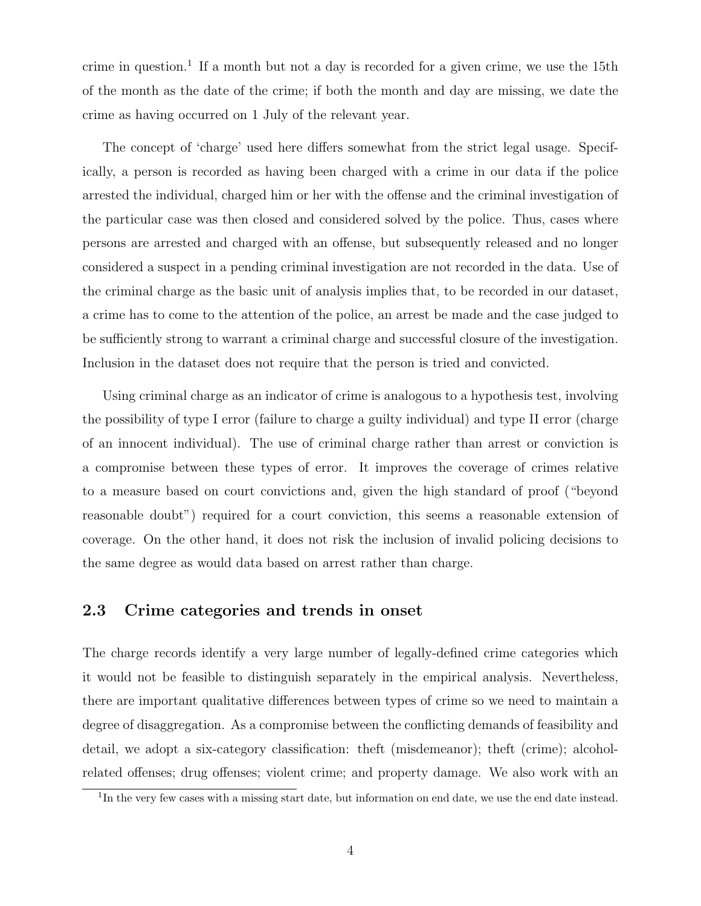crime in question.[1] If a month but not a day is recorded for a given crime, we use the 15th of the month as the date of the crime; if both the month and day are missing, we date the crime as having occurred on 1 July of the relevant year.

The concept of 'charge' used here differs somewhat from the strict legal usage. Specifically, a person is recorded as having been charged with a crime in our data if the police arrested the individual, charged him or her with the offense and the criminal investigation of the particular case was then closed and considered solved by the police. Thus, cases where persons are arrested and charged with an offense, but subsequently released and no longer considered a suspect in a pending criminal investigation are not recorded in the data. Use of the criminal charge as the basic unit of analysis implies that, to be recorded in our dataset, a crime has to come to the attention of the police, an arrest be made and the case judged to be sufficiently strong to warrant a criminal charge and successful closure of the investigation. Inclusion in the dataset does not require that the person is tried and convicted.

Using criminal charge as an indicator of crime is analogous to a hypothesis test, involving the possibility of type I error (failure to charge a guilty individual) and type II error (charge of an innocent individual). The use of criminal charge rather than arrest or conviction is a compromise between these types of error. It improves the coverage of crimes relative to a measure based on court convictions and, given the high standard of proof ("beyond reasonable doubt") required for a court conviction, this seems a reasonable extension of coverage. On the other hand, it does not risk the inclusion of invalid policing decisions to the same degree as would data based on arrest rather than charge.

### 2.3 Crime categories and trends in onset

The charge records identify a very large number of legally-defined crime categories which it would not be feasible to distinguish separately in the empirical analysis. Nevertheless, there are important qualitative differences between types of crime so we need to maintain a degree of disaggregation. As a compromise between the conflicting demands of feasibility and detail, we adopt a six-category classification: theft (misdemeanor); theft (crime); alcohol-related offenses; drug offenses; violent crime; and property damage. We also work with an

[1] In the very few cases with a missing start date, but information on end date, we use the end date instead.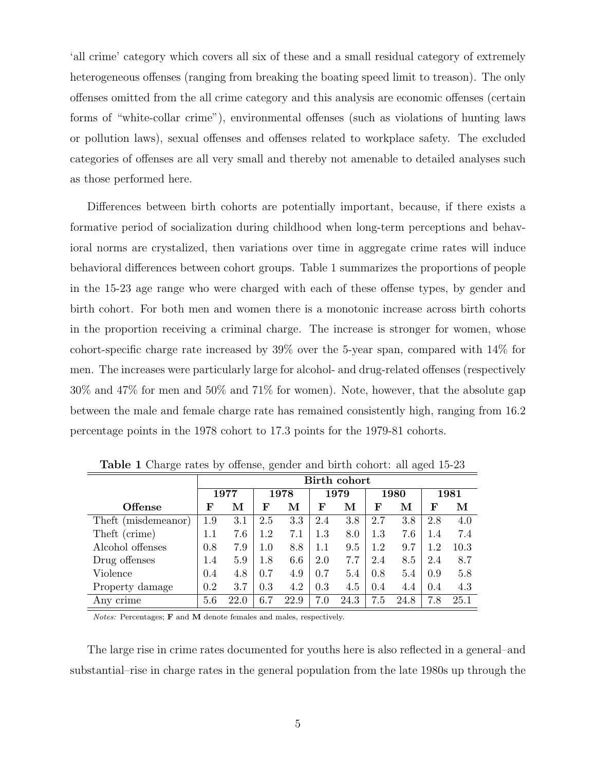'all crime' category which covers all six of these and a small residual category of extremely heterogeneous offenses (ranging from breaking the boating speed limit to treason). The only offenses omitted from the all crime category and this analysis are economic offenses (certain forms of "white-collar crime"), environmental offenses (such as violations of hunting laws or pollution laws), sexual offenses and offenses related to workplace safety. The excluded categories of offenses are all very small and thereby not amenable to detailed analyses such as those performed here.

Differences between birth cohorts are potentially important, because, if there exists a formative period of socialization during childhood when long-term perceptions and behavioral norms are crystalized, then variations over time in aggregate crime rates will induce behavioral differences between cohort groups. Table 1 summarizes the proportions of people in the 15-23 age range who were charged with each of these offense types, by gender and birth cohort. For both men and women there is a monotonic increase across birth cohorts in the proportion receiving a criminal charge. The increase is stronger for women, whose cohort-specific charge rate increased by 39% over the 5-year span, compared with 14% for men. The increases were particularly large for alcohol- and drug-related offenses (respectively 30% and 47% for men and 50% and 71% for women). Note, however, that the absolute gap between the male and female charge rate has remained consistently high, ranging from 16.2 percentage points in the 1978 cohort to 17.3 points for the 1979-81 cohorts.

**Table 1** Charge rates by offense, gender and birth cohort: all aged 15-23

| | **Birth cohort** | | | | | | | | | |
|---|---|---|---|---|---|---|---|---|---|---|
| | **1977** | | **1978** | | **1979** | | **1980** | | **1981** | |
| **Offense** | **F** | **M** | **F** | **M** | **F** | **M** | **F** | **M** | **F** | **M** |
| Theft (misdemeanor) | 1.9 | 3.1 | 2.5 | 3.3 | 2.4 | 3.8 | 2.7 | 3.8 | 2.8 | 4.0 |
| Theft (crime) | 1.1 | 7.6 | 1.2 | 7.1 | 1.3 | 8.0 | 1.3 | 7.6 | 1.4 | 7.4 |
| Alcohol offenses | 0.8 | 7.9 | 1.0 | 8.8 | 1.1 | 9.5 | 1.2 | 9.7 | 1.2 | 10.3 |
| Drug offenses | 1.4 | 5.9 | 1.8 | 6.6 | 2.0 | 7.7 | 2.4 | 8.5 | 2.4 | 8.7 |
| Violence | 0.4 | 4.8 | 0.7 | 4.9 | 0.7 | 5.4 | 0.8 | 5.4 | 0.9 | 5.8 |
| Property damage | 0.2 | 3.7 | 0.3 | 4.2 | 0.3 | 4.5 | 0.4 | 4.4 | 0.4 | 4.3 |
| Any crime | 5.6 | 22.0 | 6.7 | 22.9 | 7.0 | 24.3 | 7.5 | 24.8 | 7.8 | 25.1 |

*Notes:* Percentages; **F** and **M** denote females and males, respectively.

The large rise in crime rates documented for youths here is also reflected in a general–and substantial–rise in charge rates in the general population from the late 1980s up through the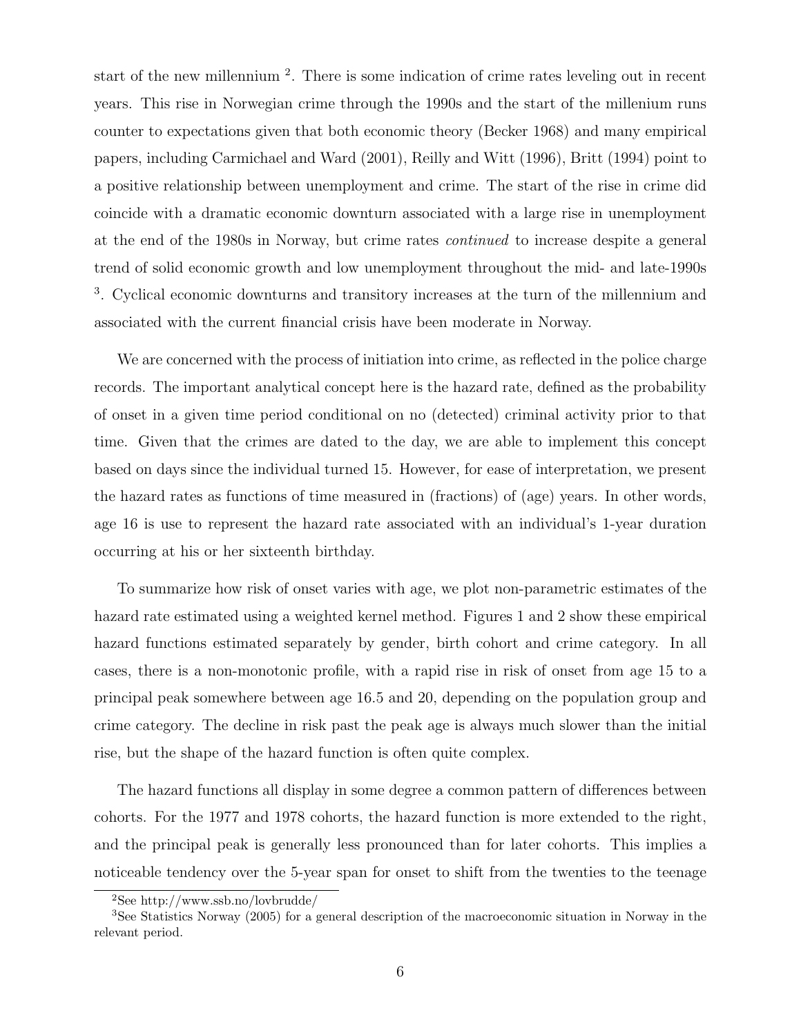start of the new millennium [2]. There is some indication of crime rates leveling out in recent years. This rise in Norwegian crime through the 1990s and the start of the millenium runs counter to expectations given that both economic theory (Becker 1968) and many empirical papers, including Carmichael and Ward (2001), Reilly and Witt (1996), Britt (1994) point to a positive relationship between unemployment and crime. The start of the rise in crime did coincide with a dramatic economic downturn associated with a large rise in unemployment at the end of the 1980s in Norway, but crime rates *continued* to increase despite a general trend of solid economic growth and low unemployment throughout the mid- and late-1990s [3]. Cyclical economic downturns and transitory increases at the turn of the millennium and associated with the current financial crisis have been moderate in Norway.

We are concerned with the process of initiation into crime, as reflected in the police charge records. The important analytical concept here is the hazard rate, defined as the probability of onset in a given time period conditional on no (detected) criminal activity prior to that time. Given that the crimes are dated to the day, we are able to implement this concept based on days since the individual turned 15. However, for ease of interpretation, we present the hazard rates as functions of time measured in (fractions) of (age) years. In other words, age 16 is use to represent the hazard rate associated with an individual's 1-year duration occurring at his or her sixteenth birthday.

To summarize how risk of onset varies with age, we plot non-parametric estimates of the hazard rate estimated using a weighted kernel method. Figures 1 and 2 show these empirical hazard functions estimated separately by gender, birth cohort and crime category. In all cases, there is a non-monotonic profile, with a rapid rise in risk of onset from age 15 to a principal peak somewhere between age 16.5 and 20, depending on the population group and crime category. The decline in risk past the peak age is always much slower than the initial rise, but the shape of the hazard function is often quite complex.

The hazard functions all display in some degree a common pattern of differences between cohorts. For the 1977 and 1978 cohorts, the hazard function is more extended to the right, and the principal peak is generally less pronounced than for later cohorts. This implies a noticeable tendency over the 5-year span for onset to shift from the twenties to the teenage

[2] See http://www.ssb.no/lovbrudde/

[3] See Statistics Norway (2005) for a general description of the macroeconomic situation in Norway in the relevant period.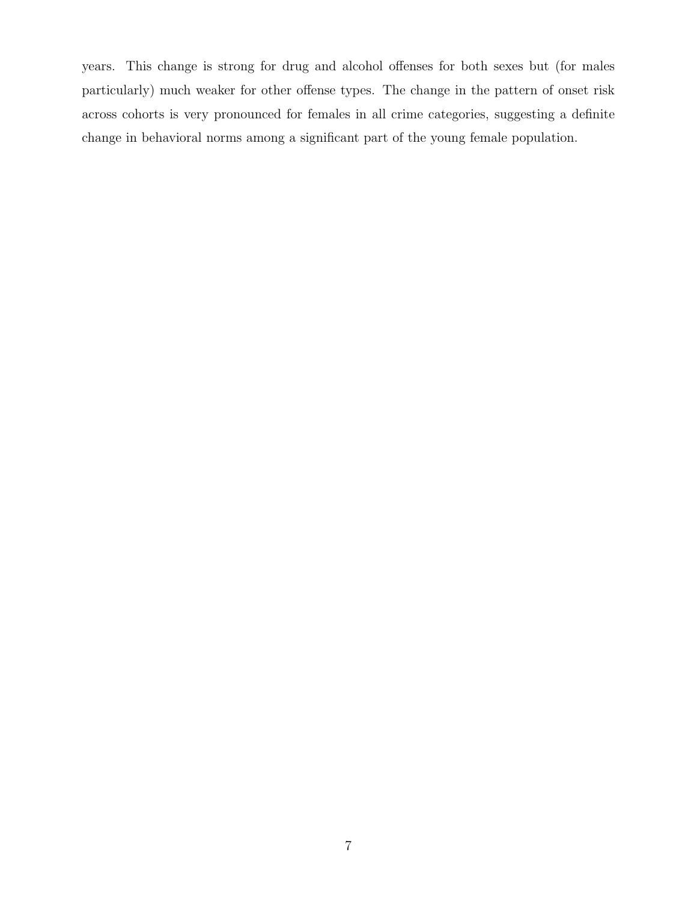years. This change is strong for drug and alcohol offenses for both sexes but (for males particularly) much weaker for other offense types. The change in the pattern of onset risk across cohorts is very pronounced for females in all crime categories, suggesting a definite change in behavioral norms among a significant part of the young female population.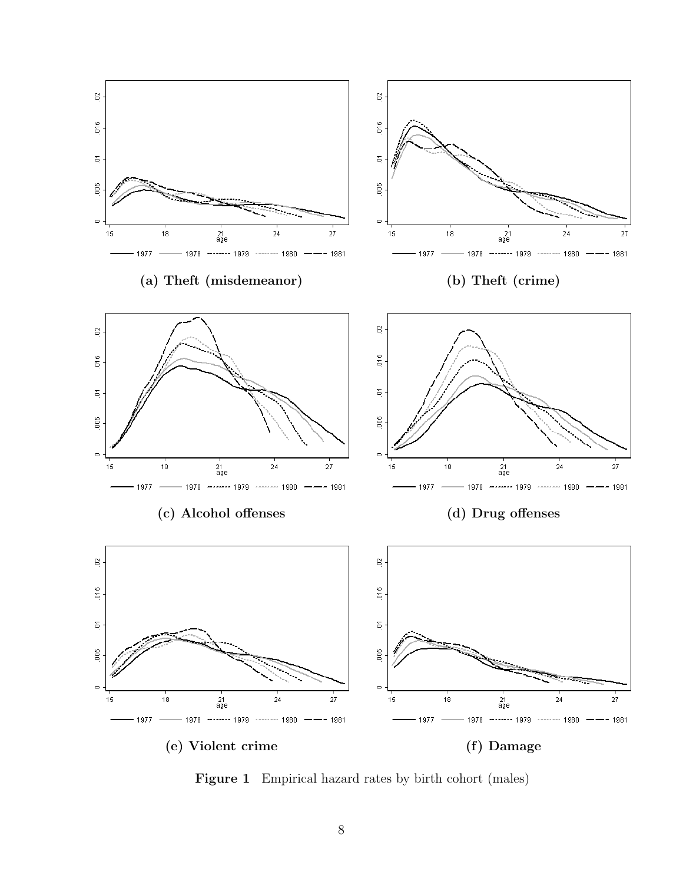(a) **Theft (misdemeanor)**

(b) **Theft (crime)**

(c) **Alcohol offenses**

(d) **Drug offenses**

(e) **Violent crime**

(f) **Damage**

**Figure 1** Empirical hazard rates by birth cohort (males)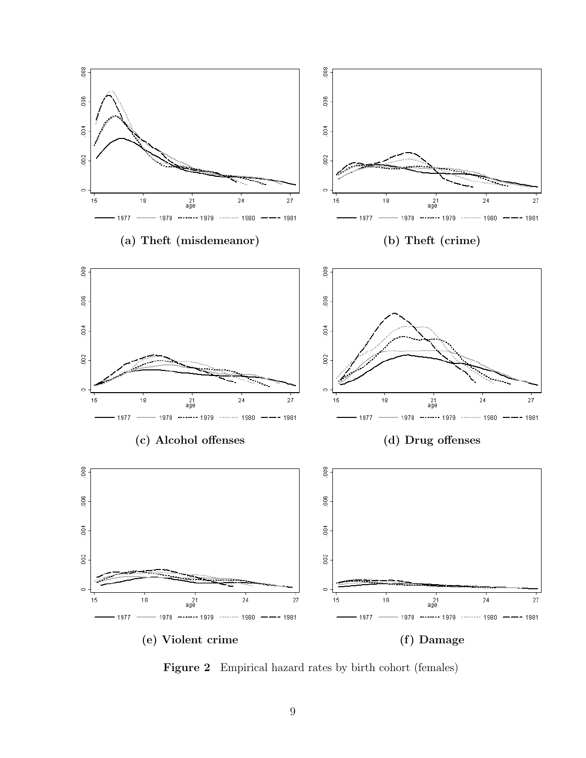**(a) Theft (misdemeanor)**

**(b) Theft (crime)**

**(c) Alcohol offenses**

**(d) Drug offenses**

**(e) Violent crime**

**(f) Damage**

**Figure 2** Empirical hazard rates by birth cohort (females)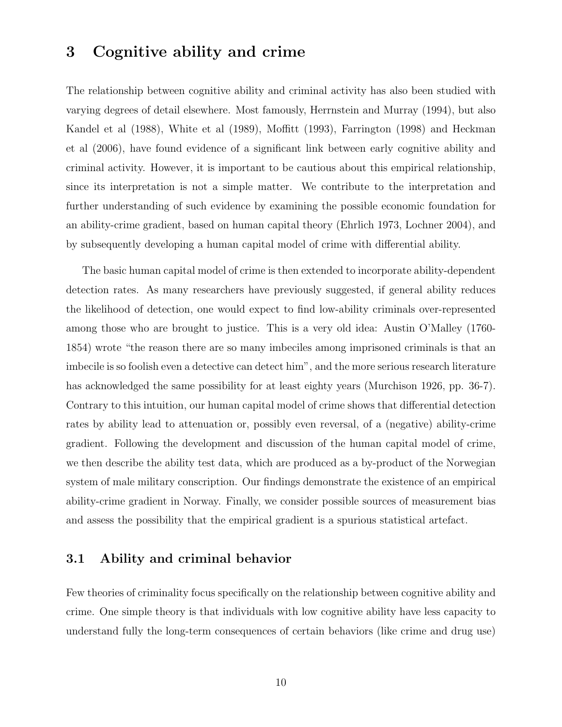## 3 Cognitive ability and crime

The relationship between cognitive ability and criminal activity has also been studied with varying degrees of detail elsewhere. Most famously, Herrnstein and Murray (1994), but also Kandel et al (1988), White et al (1989), Moffitt (1993), Farrington (1998) and Heckman et al (2006), have found evidence of a significant link between early cognitive ability and criminal activity. However, it is important to be cautious about this empirical relationship, since its interpretation is not a simple matter. We contribute to the interpretation and further understanding of such evidence by examining the possible economic foundation for an ability-crime gradient, based on human capital theory (Ehrlich 1973, Lochner 2004), and by subsequently developing a human capital model of crime with differential ability.

The basic human capital model of crime is then extended to incorporate ability-dependent detection rates. As many researchers have previously suggested, if general ability reduces the likelihood of detection, one would expect to find low-ability criminals over-represented among those who are brought to justice. This is a very old idea: Austin O'Malley (1760-1854) wrote "the reason there are so many imbeciles among imprisoned criminals is that an imbecile is so foolish even a detective can detect him", and the more serious research literature has acknowledged the same possibility for at least eighty years (Murchison 1926, pp. 36-7). Contrary to this intuition, our human capital model of crime shows that differential detection rates by ability lead to attenuation or, possibly even reversal, of a (negative) ability-crime gradient. Following the development and discussion of the human capital model of crime, we then describe the ability test data, which are produced as a by-product of the Norwegian system of male military conscription. Our findings demonstrate the existence of an empirical ability-crime gradient in Norway. Finally, we consider possible sources of measurement bias and assess the possibility that the empirical gradient is a spurious statistical artefact.

### 3.1 Ability and criminal behavior

Few theories of criminality focus specifically on the relationship between cognitive ability and crime. One simple theory is that individuals with low cognitive ability have less capacity to understand fully the long-term consequences of certain behaviors (like crime and drug use)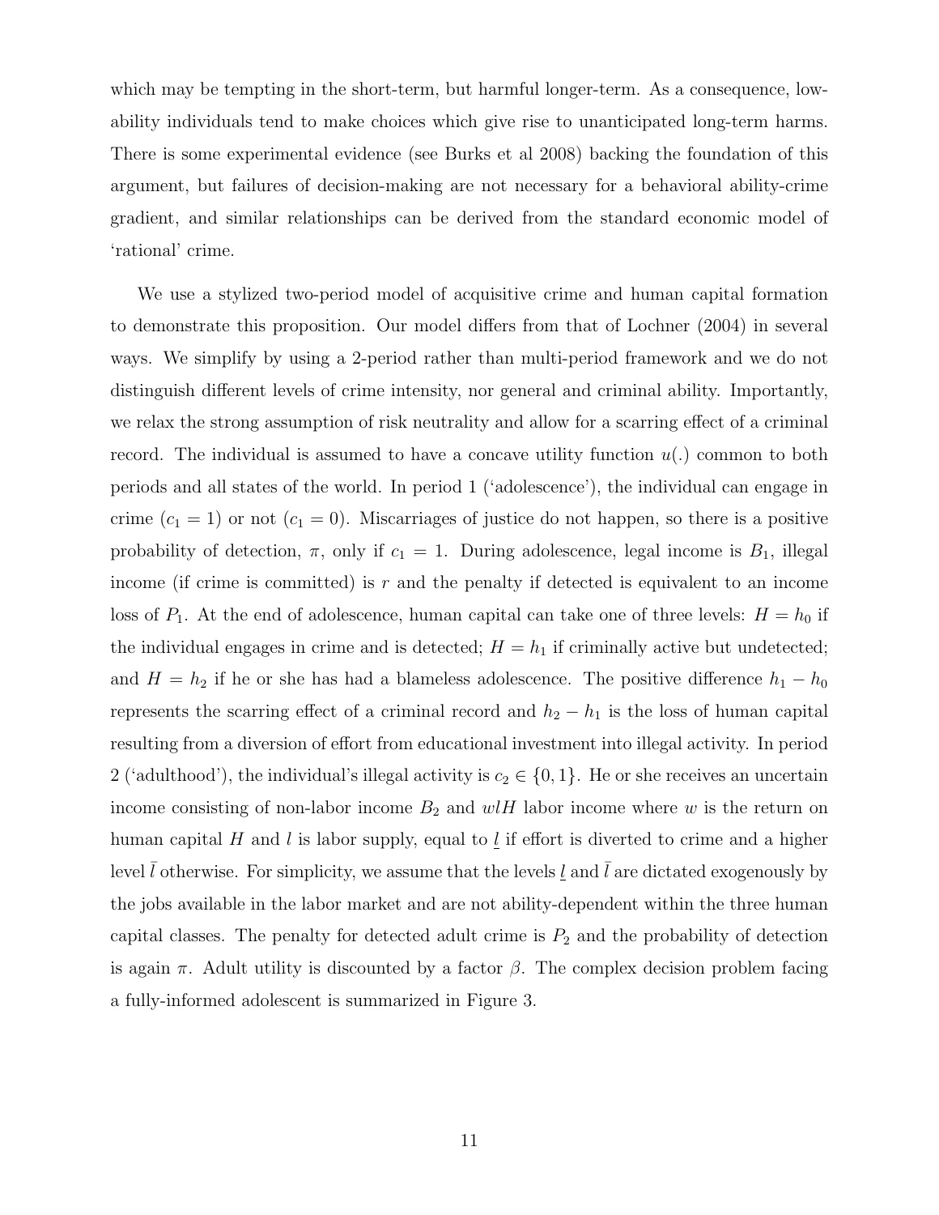which may be tempting in the short-term, but harmful longer-term. As a consequence, low-ability individuals tend to make choices which give rise to unanticipated long-term harms. There is some experimental evidence (see Burks et al 2008) backing the foundation of this argument, but failures of decision-making are not necessary for a behavioral ability-crime gradient, and similar relationships can be derived from the standard economic model of 'rational' crime.

We use a stylized two-period model of acquisitive crime and human capital formation to demonstrate this proposition. Our model differs from that of Lochner (2004) in several ways. We simplify by using a 2-period rather than multi-period framework and we do not distinguish different levels of crime intensity, nor general and criminal ability. Importantly, we relax the strong assumption of risk neutrality and allow for a scarring effect of a criminal record. The individual is assumed to have a concave utility function $u(.)$ common to both periods and all states of the world. In period 1 ('adolescence'), the individual can engage in crime ($c_1 = 1$) or not ($c_1 = 0$). Miscarriages of justice do not happen, so there is a positive probability of detection, $\pi$, only if $c_1 = 1$. During adolescence, legal income is $B_1$, illegal income (if crime is committed) is $r$ and the penalty if detected is equivalent to an income loss of $P_1$. At the end of adolescence, human capital can take one of three levels: $H = h_0$ if the individual engages in crime and is detected; $H = h_1$ if criminally active but undetected; and $H = h_2$ if he or she has had a blameless adolescence. The positive difference $h_1 - h_0$ represents the scarring effect of a criminal record and $h_2 - h_1$ is the loss of human capital resulting from a diversion of effort from educational investment into illegal activity. In period 2 ('adulthood'), the individual's illegal activity is $c_2 \in \{0, 1\}$. He or she receives an uncertain income consisting of non-labor income $B_2$ and $wlH$ labor income where $w$ is the return on human capital $H$ and $l$ is labor supply, equal to $\underline{l}$ if effort is diverted to crime and a higher level $\bar{l}$ otherwise. For simplicity, we assume that the levels $\underline{l}$ and $\bar{l}$ are dictated exogenously by the jobs available in the labor market and are not ability-dependent within the three human capital classes. The penalty for detected adult crime is $P_2$ and the probability of detection is again $\pi$. Adult utility is discounted by a factor $\beta$. The complex decision problem facing a fully-informed adolescent is summarized in Figure 3.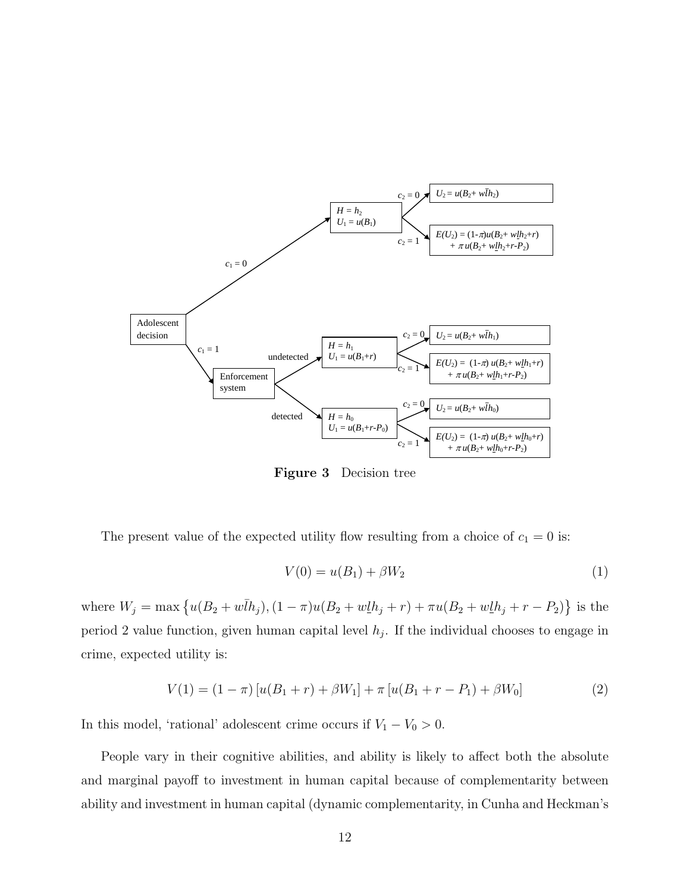**Figure 3** Decision tree

The present value of the expected utility flow resulting from a choice of $c_1 = 0$ is:

$$V(0) = u(B_1) + \beta W_2 \tag{1}$$

where $W_j = \max\left\{u(B_2 + w\bar{l}h_j), (1-\pi)u(B_2 + w\underline{l}h_j + r) + \pi u(B_2 + w\underline{l}h_j + r - P_2)\right\}$ is the period 2 value function, given human capital level $h_j$. If the individual chooses to engage in crime, expected utility is:

$$V(1) = (1-\pi)\left[u(B_1 + r) + \beta W_1\right] + \pi\left[u(B_1 + r - P_1) + \beta W_0\right] \tag{2}$$

In this model, 'rational' adolescent crime occurs if $V_1 - V_0 > 0$.

People vary in their cognitive abilities, and ability is likely to affect both the absolute and marginal payoff to investment in human capital because of complementarity between ability and investment in human capital (dynamic complementarity, in Cunha and Heckman's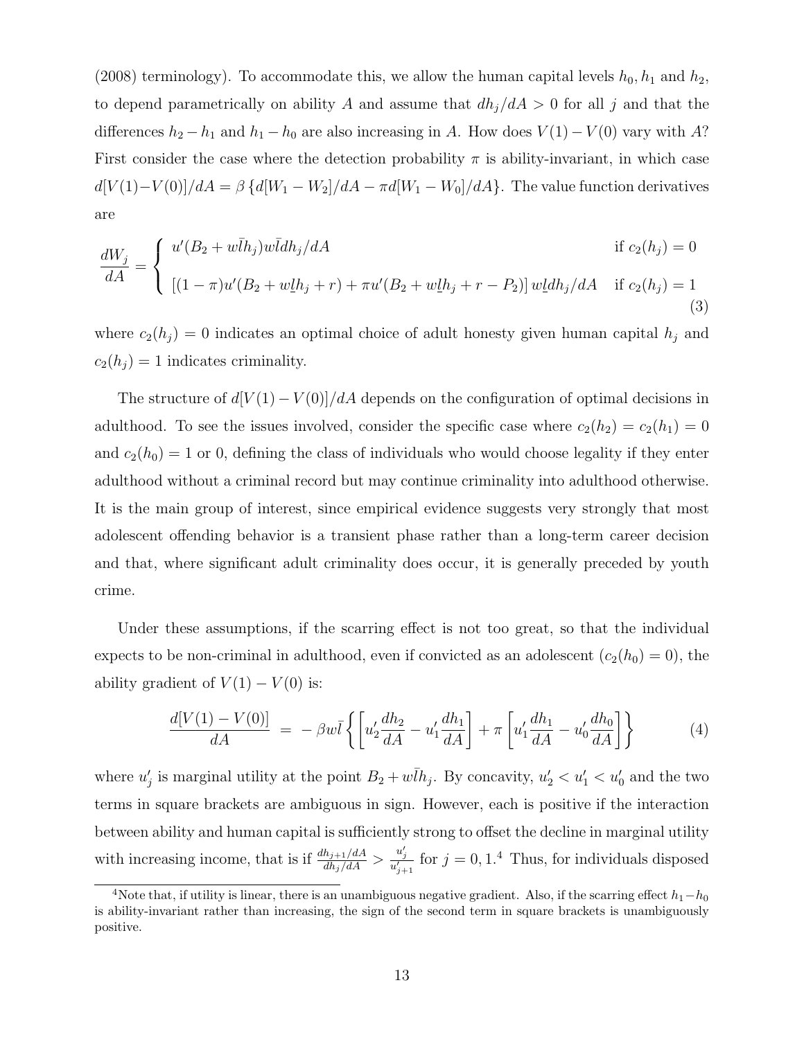(2008) terminology). To accommodate this, we allow the human capital levels $h_0, h_1$ and $h_2$, to depend parametrically on ability $A$ and assume that $dh_j/dA > 0$ for all $j$ and that the differences $h_2 - h_1$ and $h_1 - h_0$ are also increasing in $A$. How does $V(1) - V(0)$ vary with $A$? First consider the case where the detection probability $\pi$ is ability-invariant, in which case $d[V(1) - V(0)]/dA = \beta \{d[W_1 - W_2]/dA - \pi d[W_1 - W_0]/dA\}$. The value function derivatives are

$$\frac{dW_j}{dA} = \begin{cases} u'(B_2 + w\bar{l}h_j)w\bar{l}dh_j/dA & \text{if } c_2(h_j) = 0 \\ [(1-\pi)u'(B_2 + w\underline{l}h_j + r) + \pi u'(B_2 + w\underline{l}h_j + r - P_2)]\, w\underline{l}dh_j/dA & \text{if } c_2(h_j) = 1 \end{cases} \tag{3}$$

where $c_2(h_j) = 0$ indicates an optimal choice of adult honesty given human capital $h_j$ and $c_2(h_j) = 1$ indicates criminality.

The structure of $d[V(1) - V(0)]/dA$ depends on the configuration of optimal decisions in adulthood. To see the issues involved, consider the specific case where $c_2(h_2) = c_2(h_1) = 0$ and $c_2(h_0) = 1$ or 0, defining the class of individuals who would choose legality if they enter adulthood without a criminal record but may continue criminality into adulthood otherwise. It is the main group of interest, since empirical evidence suggests very strongly that most adolescent offending behavior is a transient phase rather than a long-term career decision and that, where significant adult criminality does occur, it is generally preceded by youth crime.

Under these assumptions, if the scarring effect is not too great, so that the individual expects to be non-criminal in adulthood, even if convicted as an adolescent ($c_2(h_0) = 0$), the ability gradient of $V(1) - V(0)$ is:

$$\frac{d[V(1) - V(0)]}{dA} = -\beta w\bar{l}\left\{\left[u_2'\frac{dh_2}{dA} - u_1'\frac{dh_1}{dA}\right] + \pi\left[u_1'\frac{dh_1}{dA} - u_0'\frac{dh_0}{dA}\right]\right\} \tag{4}$$

where $u_j'$ is marginal utility at the point $B_2 + w\bar{l}h_j$. By concavity, $u_2' < u_1' < u_0'$ and the two terms in square brackets are ambiguous in sign. However, each is positive if the interaction between ability and human capital is sufficiently strong to offset the decline in marginal utility with increasing income, that is if $\frac{dh_{j+1}/dA}{dh_j/dA} > \frac{u_j'}{u_{j+1}'}$ for $j = 0, 1$.[4] Thus, for individuals disposed

[4]Note that, if utility is linear, there is an unambiguous negative gradient. Also, if the scarring effect $h_1 - h_0$ is ability-invariant rather than increasing, the sign of the second term in square brackets is unambiguously positive.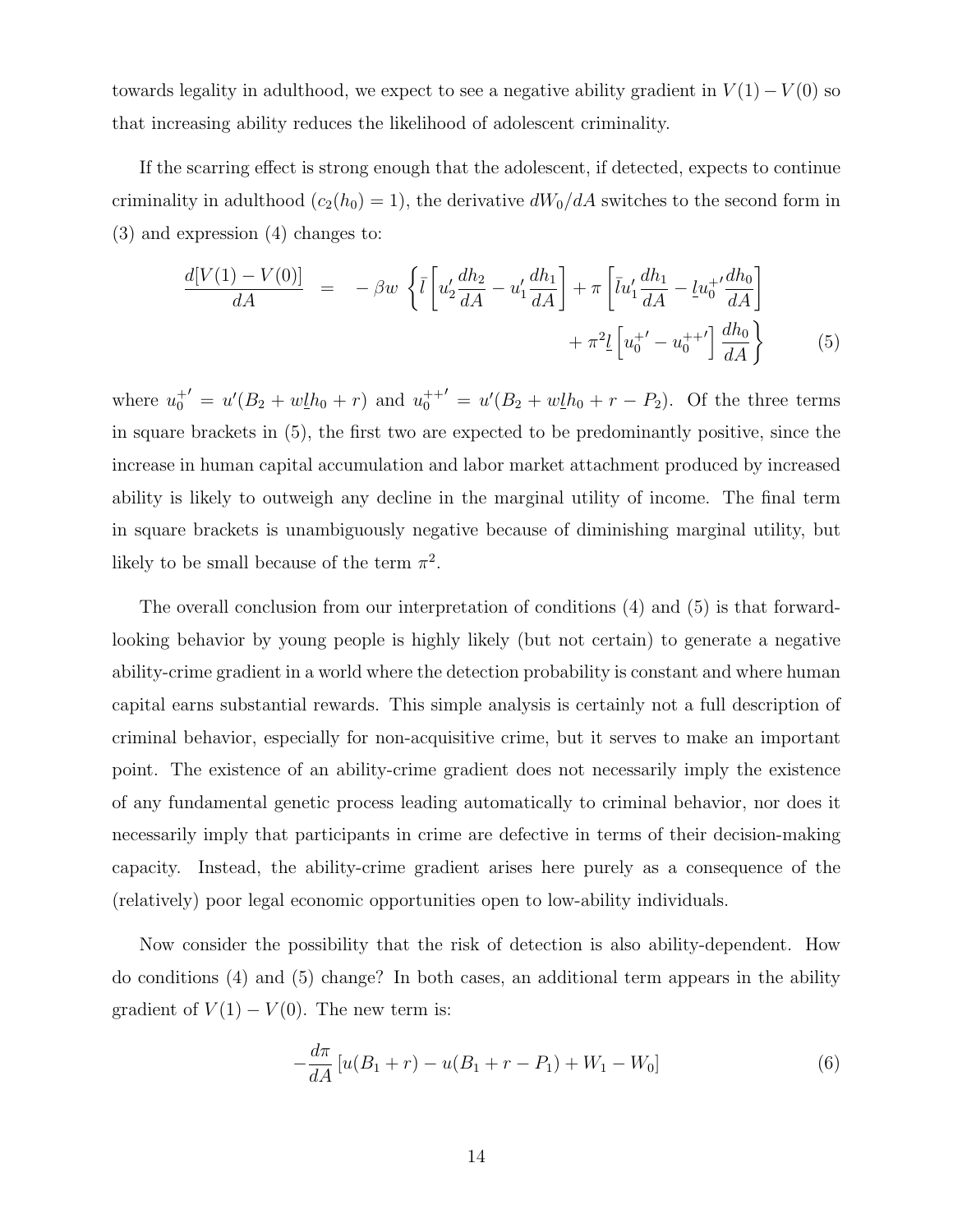towards legality in adulthood, we expect to see a negative ability gradient in $V(1) - V(0)$ so that increasing ability reduces the likelihood of adolescent criminality.

If the scarring effect is strong enough that the adolescent, if detected, expects to continue criminality in adulthood ($c_2(h_0) = 1$), the derivative $dW_0/dA$ switches to the second form in (3) and expression (4) changes to:

$$\begin{aligned}\frac{d[V(1)-V(0)]}{dA} \quad = \quad & -\beta w \left\{ \bar{l}\left[u_2'\frac{dh_2}{dA} - u_1'\frac{dh_1}{dA}\right] + \pi\left[\bar{l}u_1'\frac{dh_1}{dA} - \underline{l}u_0^{+\prime}\frac{dh_0}{dA}\right] \right. \\ & \left. + \pi^2\underline{l}\left[u_0^{+\prime} - u_0^{++\prime}\right]\frac{dh_0}{dA}\right\} \end{aligned} \tag{5}$$

where $u_0^{+\prime} = u'(B_2 + w\underline{l}h_0 + r)$ and $u_0^{++\prime} = u'(B_2 + w\underline{l}h_0 + r - P_2)$. Of the three terms in square brackets in (5), the first two are expected to be predominantly positive, since the increase in human capital accumulation and labor market attachment produced by increased ability is likely to outweigh any decline in the marginal utility of income. The final term in square brackets is unambiguously negative because of diminishing marginal utility, but likely to be small because of the term $\pi^2$.

The overall conclusion from our interpretation of conditions (4) and (5) is that forward-looking behavior by young people is highly likely (but not certain) to generate a negative ability-crime gradient in a world where the detection probability is constant and where human capital earns substantial rewards. This simple analysis is certainly not a full description of criminal behavior, especially for non-acquisitive crime, but it serves to make an important point. The existence of an ability-crime gradient does not necessarily imply the existence of any fundamental genetic process leading automatically to criminal behavior, nor does it necessarily imply that participants in crime are defective in terms of their decision-making capacity. Instead, the ability-crime gradient arises here purely as a consequence of the (relatively) poor legal economic opportunities open to low-ability individuals.

Now consider the possibility that the risk of detection is also ability-dependent. How do conditions (4) and (5) change? In both cases, an additional term appears in the ability gradient of $V(1) - V(0)$. The new term is:

$$-\frac{d\pi}{dA}\left[u(B_1 + r) - u(B_1 + r - P_1) + W_1 - W_0\right] \tag{6}$$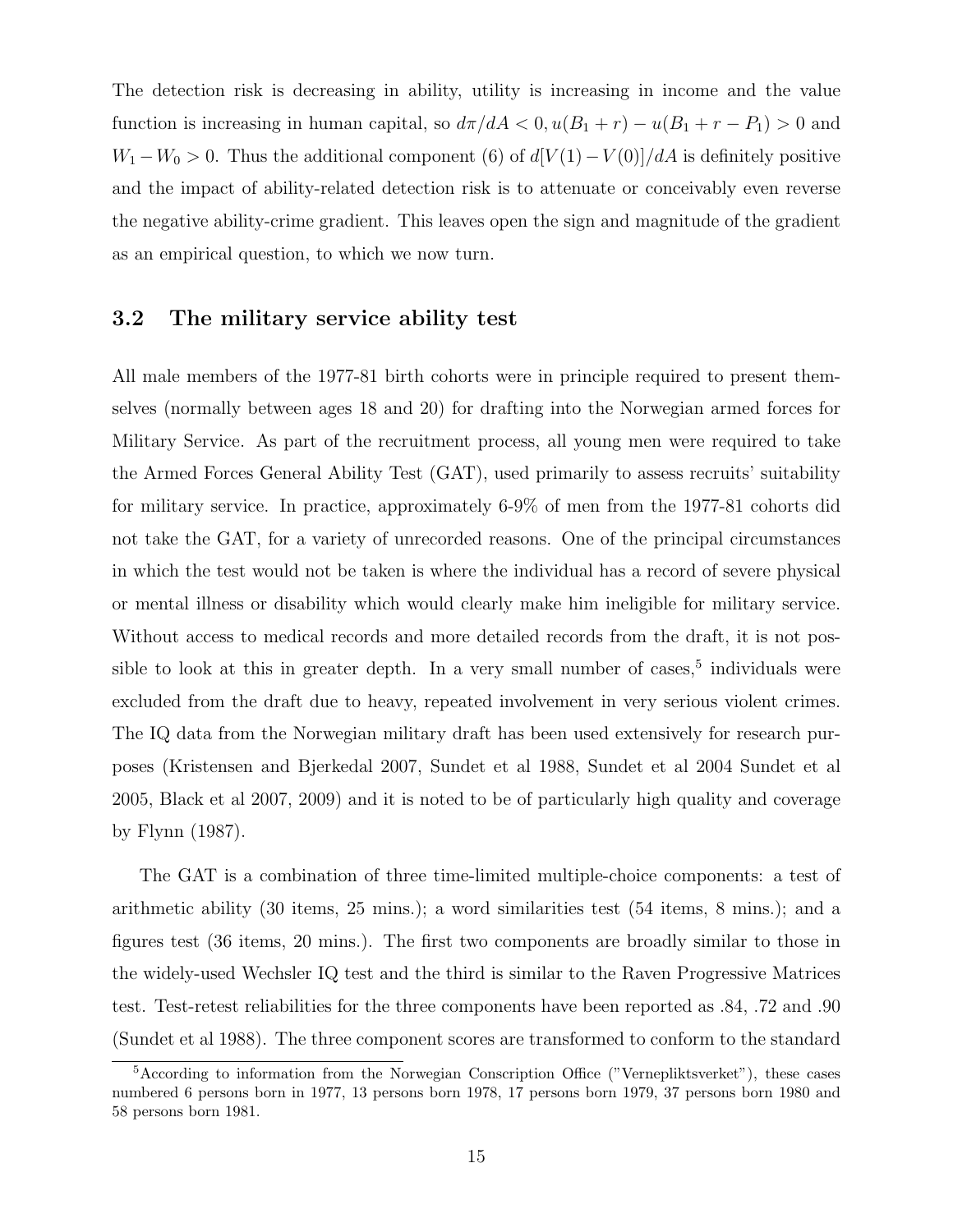The detection risk is decreasing in ability, utility is increasing in income and the value function is increasing in human capital, so $d\pi/dA < 0, u(B_1 + r) - u(B_1 + r - P_1) > 0$ and $W_1 - W_0 > 0$. Thus the additional component (6) of $d[V(1) - V(0)]/dA$ is definitely positive and the impact of ability-related detection risk is to attenuate or conceivably even reverse the negative ability-crime gradient. This leaves open the sign and magnitude of the gradient as an empirical question, to which we now turn.

### 3.2 The military service ability test

All male members of the 1977-81 birth cohorts were in principle required to present themselves (normally between ages 18 and 20) for drafting into the Norwegian armed forces for Military Service. As part of the recruitment process, all young men were required to take the Armed Forces General Ability Test (GAT), used primarily to assess recruits' suitability for military service. In practice, approximately 6-9% of men from the 1977-81 cohorts did not take the GAT, for a variety of unrecorded reasons. One of the principal circumstances in which the test would not be taken is where the individual has a record of severe physical or mental illness or disability which would clearly make him ineligible for military service. Without access to medical records and more detailed records from the draft, it is not possible to look at this in greater depth. In a very small number of cases,[5] individuals were excluded from the draft due to heavy, repeated involvement in very serious violent crimes. The IQ data from the Norwegian military draft has been used extensively for research purposes (Kristensen and Bjerkedal 2007, Sundet et al 1988, Sundet et al 2004 Sundet et al 2005, Black et al 2007, 2009) and it is noted to be of particularly high quality and coverage by Flynn (1987).

The GAT is a combination of three time-limited multiple-choice components: a test of arithmetic ability (30 items, 25 mins.); a word similarities test (54 items, 8 mins.); and a figures test (36 items, 20 mins.). The first two components are broadly similar to those in the widely-used Wechsler IQ test and the third is similar to the Raven Progressive Matrices test. Test-retest reliabilities for the three components have been reported as .84, .72 and .90 (Sundet et al 1988). The three component scores are transformed to conform to the standard

[5] According to information from the Norwegian Conscription Office ("Vernepliktsverket"), these cases numbered 6 persons born in 1977, 13 persons born 1978, 17 persons born 1979, 37 persons born 1980 and 58 persons born 1981.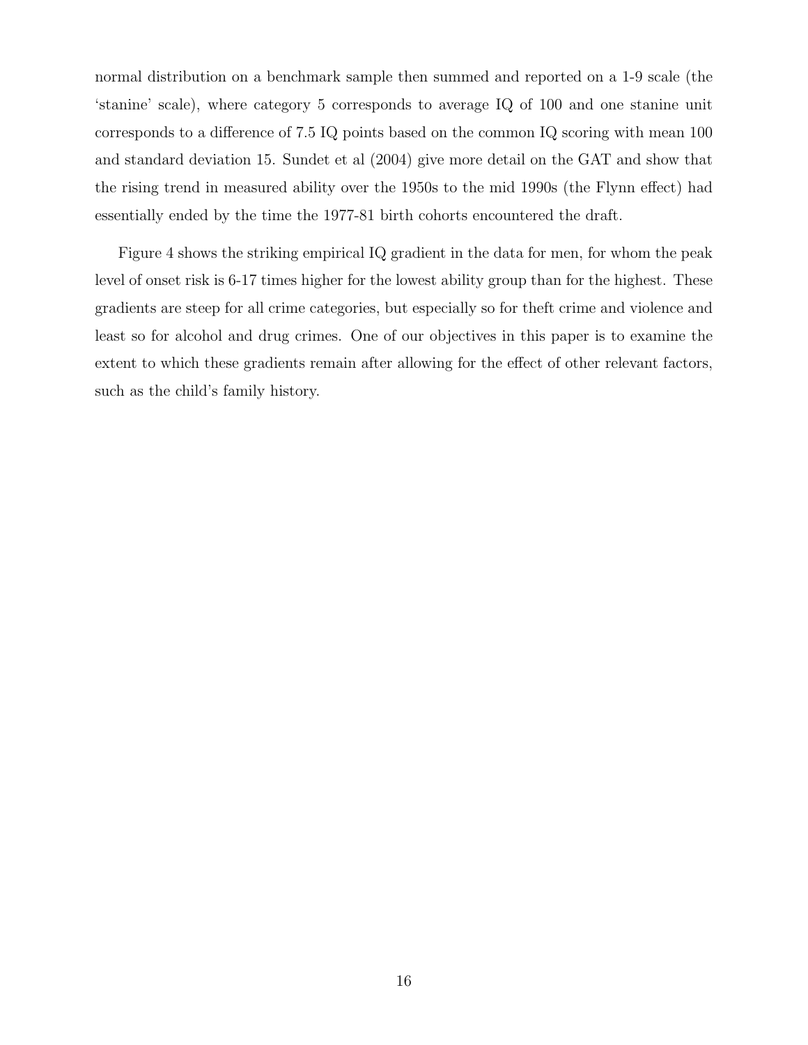normal distribution on a benchmark sample then summed and reported on a 1-9 scale (the 'stanine' scale), where category 5 corresponds to average IQ of 100 and one stanine unit corresponds to a difference of 7.5 IQ points based on the common IQ scoring with mean 100 and standard deviation 15. Sundet et al (2004) give more detail on the GAT and show that the rising trend in measured ability over the 1950s to the mid 1990s (the Flynn effect) had essentially ended by the time the 1977-81 birth cohorts encountered the draft.

Figure 4 shows the striking empirical IQ gradient in the data for men, for whom the peak level of onset risk is 6-17 times higher for the lowest ability group than for the highest. These gradients are steep for all crime categories, but especially so for theft crime and violence and least so for alcohol and drug crimes. One of our objectives in this paper is to examine the extent to which these gradients remain after allowing for the effect of other relevant factors, such as the child's family history.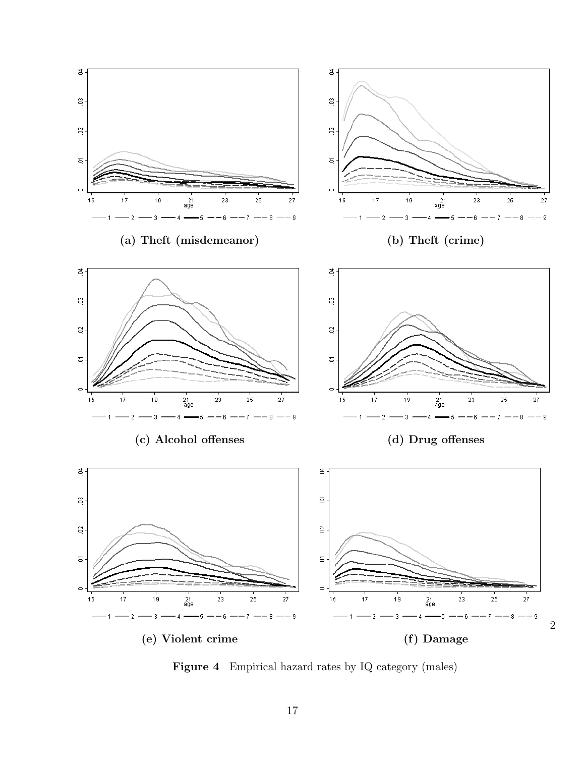(a) **Theft (misdemeanor)**

(b) **Theft (crime)**

(c) **Alcohol offenses**

(d) **Drug offenses**

(e) **Violent crime**

(f) **Damage**

**Figure 4** Empirical hazard rates by IQ category (males)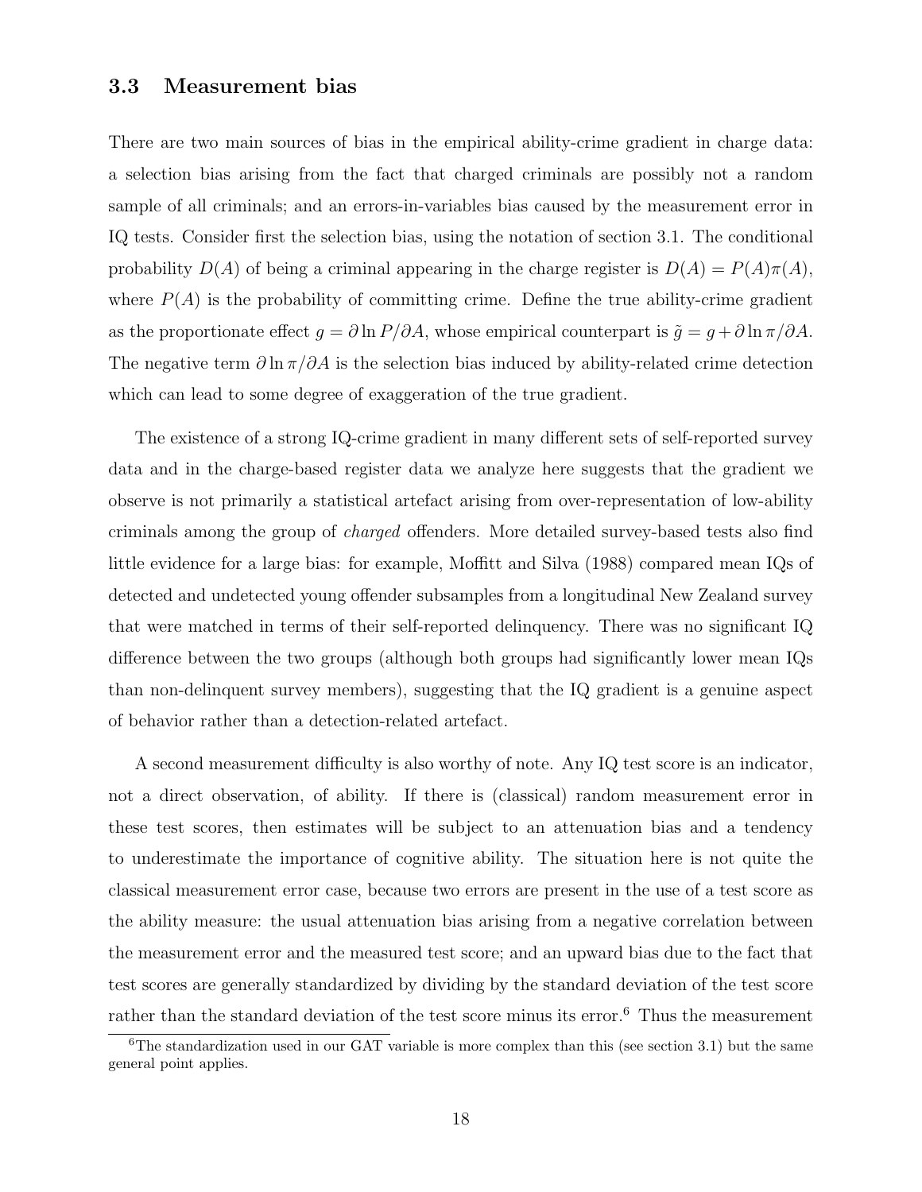### 3.3 Measurement bias

There are two main sources of bias in the empirical ability-crime gradient in charge data: a selection bias arising from the fact that charged criminals are possibly not a random sample of all criminals; and an errors-in-variables bias caused by the measurement error in IQ tests. Consider first the selection bias, using the notation of section 3.1. The conditional probability $D(A)$ of being a criminal appearing in the charge register is $D(A) = P(A)\pi(A)$, where $P(A)$ is the probability of committing crime. Define the true ability-crime gradient as the proportionate effect $g = \partial \ln P/\partial A$, whose empirical counterpart is $\tilde{g} = g + \partial \ln \pi/\partial A$. The negative term $\partial \ln \pi/\partial A$ is the selection bias induced by ability-related crime detection which can lead to some degree of exaggeration of the true gradient.

The existence of a strong IQ-crime gradient in many different sets of self-reported survey data and in the charge-based register data we analyze here suggests that the gradient we observe is not primarily a statistical artefact arising from over-representation of low-ability criminals among the group of *charged* offenders. More detailed survey-based tests also find little evidence for a large bias: for example, Moffitt and Silva (1988) compared mean IQs of detected and undetected young offender subsamples from a longitudinal New Zealand survey that were matched in terms of their self-reported delinquency. There was no significant IQ difference between the two groups (although both groups had significantly lower mean IQs than non-delinquent survey members), suggesting that the IQ gradient is a genuine aspect of behavior rather than a detection-related artefact.

A second measurement difficulty is also worthy of note. Any IQ test score is an indicator, not a direct observation, of ability. If there is (classical) random measurement error in these test scores, then estimates will be subject to an attenuation bias and a tendency to underestimate the importance of cognitive ability. The situation here is not quite the classical measurement error case, because two errors are present in the use of a test score as the ability measure: the usual attenuation bias arising from a negative correlation between the measurement error and the measured test score; and an upward bias due to the fact that test scores are generally standardized by dividing by the standard deviation of the test score rather than the standard deviation of the test score minus its error.[6] Thus the measurement

[6] The standardization used in our GAT variable is more complex than this (see section 3.1) but the same general point applies.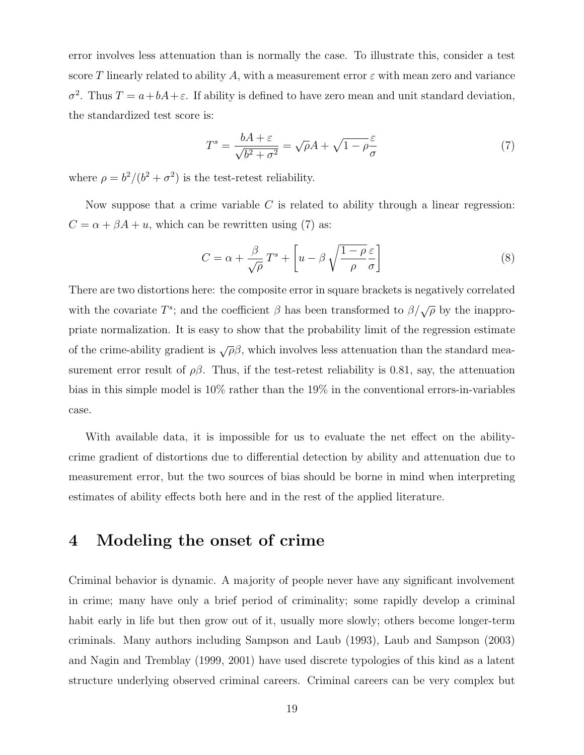error involves less attenuation than is normally the case. To illustrate this, consider a test score $T$ linearly related to ability $A$, with a measurement error $\varepsilon$ with mean zero and variance $\sigma^2$. Thus $T = a + bA + \varepsilon$. If ability is defined to have zero mean and unit standard deviation, the standardized test score is:

$$T^s = \frac{bA + \varepsilon}{\sqrt{b^2 + \sigma^2}} = \sqrt{\rho}A + \sqrt{1-\rho}\frac{\varepsilon}{\sigma} \tag{7}$$

where $\rho = b^2/(b^2 + \sigma^2)$ is the test-retest reliability.

Now suppose that a crime variable $C$ is related to ability through a linear regression: $C = \alpha + \beta A + u$, which can be rewritten using (7) as:

$$C = \alpha + \frac{\beta}{\sqrt{\rho}} T^s + \left[ u - \beta \sqrt{\frac{1-\rho}{\rho}} \frac{\varepsilon}{\sigma} \right] \tag{8}$$

There are two distortions here: the composite error in square brackets is negatively correlated with the covariate $T^s$; and the coefficient $\beta$ has been transformed to $\beta/\sqrt{\rho}$ by the inappropriate normalization. It is easy to show that the probability limit of the regression estimate of the crime-ability gradient is $\sqrt{\rho}\beta$, which involves less attenuation than the standard measurement error result of $\rho\beta$. Thus, if the test-retest reliability is 0.81, say, the attenuation bias in this simple model is 10% rather than the 19% in the conventional errors-in-variables case.

With available data, it is impossible for us to evaluate the net effect on the ability-crime gradient of distortions due to differential detection by ability and attenuation due to measurement error, but the two sources of bias should be borne in mind when interpreting estimates of ability effects both here and in the rest of the applied literature.

# 4 Modeling the onset of crime

Criminal behavior is dynamic. A majority of people never have any significant involvement in crime; many have only a brief period of criminality; some rapidly develop a criminal habit early in life but then grow out of it, usually more slowly; others become longer-term criminals. Many authors including Sampson and Laub (1993), Laub and Sampson (2003) and Nagin and Tremblay (1999, 2001) have used discrete typologies of this kind as a latent structure underlying observed criminal careers. Criminal careers can be very complex but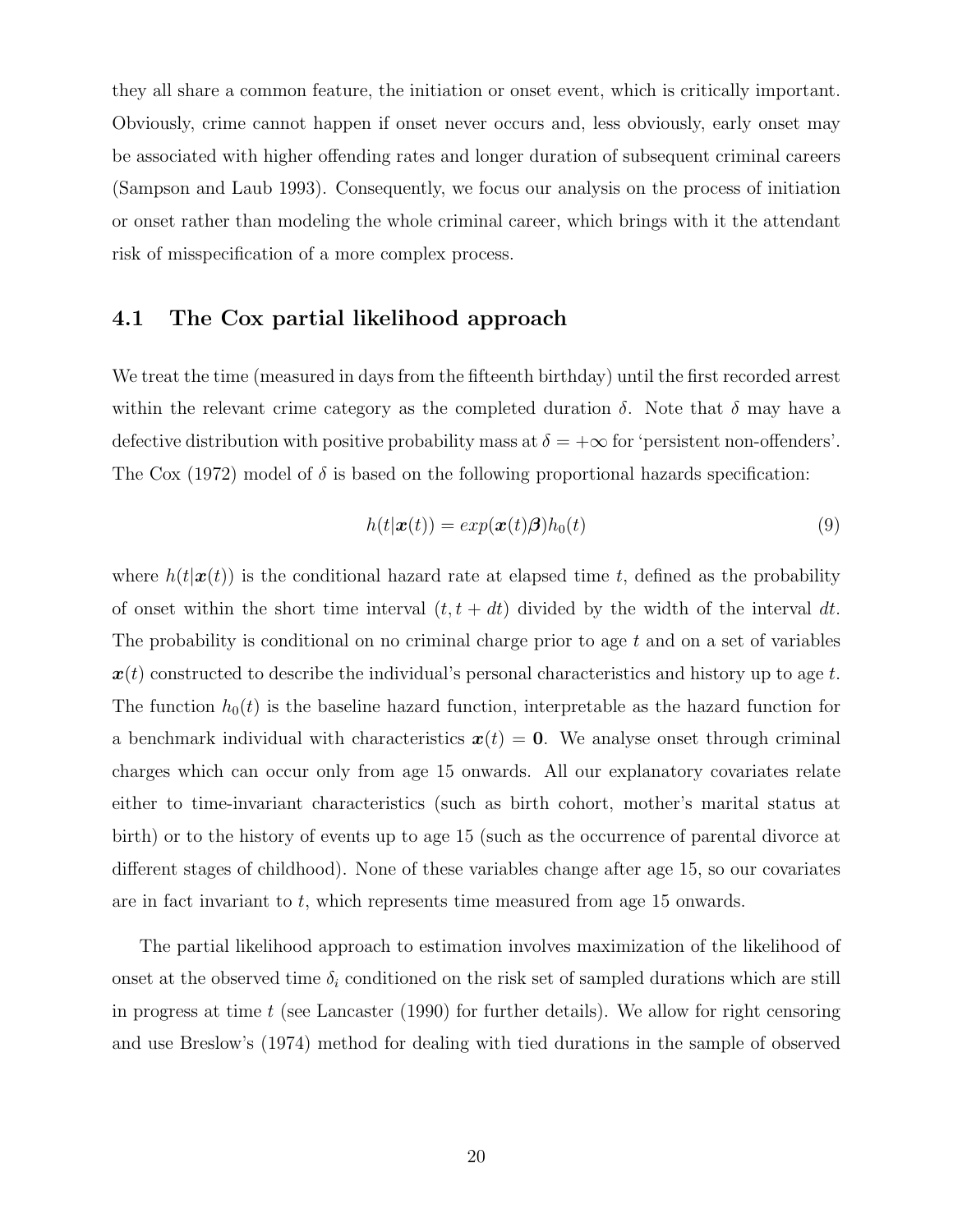they all share a common feature, the initiation or onset event, which is critically important. Obviously, crime cannot happen if onset never occurs and, less obviously, early onset may be associated with higher offending rates and longer duration of subsequent criminal careers (Sampson and Laub 1993). Consequently, we focus our analysis on the process of initiation or onset rather than modeling the whole criminal career, which brings with it the attendant risk of misspecification of a more complex process.

### 4.1 The Cox partial likelihood approach

We treat the time (measured in days from the fifteenth birthday) until the first recorded arrest within the relevant crime category as the completed duration $\delta$. Note that $\delta$ may have a defective distribution with positive probability mass at $\delta = +\infty$ for 'persistent non-offenders'. The Cox (1972) model of $\delta$ is based on the following proportional hazards specification:

$$h(t|\boldsymbol{x}(t)) = exp(\boldsymbol{x}(t)\boldsymbol{\beta})h_0(t) \tag{9}$$

where $h(t|\boldsymbol{x}(t))$ is the conditional hazard rate at elapsed time $t$, defined as the probability of onset within the short time interval $(t, t + dt)$ divided by the width of the interval $dt$. The probability is conditional on no criminal charge prior to age $t$ and on a set of variables $\boldsymbol{x}(t)$ constructed to describe the individual's personal characteristics and history up to age $t$. The function $h_0(t)$ is the baseline hazard function, interpretable as the hazard function for a benchmark individual with characteristics $\boldsymbol{x}(t) = \boldsymbol{0}$. We analyse onset through criminal charges which can occur only from age 15 onwards. All our explanatory covariates relate either to time-invariant characteristics (such as birth cohort, mother's marital status at birth) or to the history of events up to age 15 (such as the occurrence of parental divorce at different stages of childhood). None of these variables change after age 15, so our covariates are in fact invariant to $t$, which represents time measured from age 15 onwards.

The partial likelihood approach to estimation involves maximization of the likelihood of onset at the observed time $\delta_i$ conditioned on the risk set of sampled durations which are still in progress at time $t$ (see Lancaster (1990) for further details). We allow for right censoring and use Breslow's (1974) method for dealing with tied durations in the sample of observed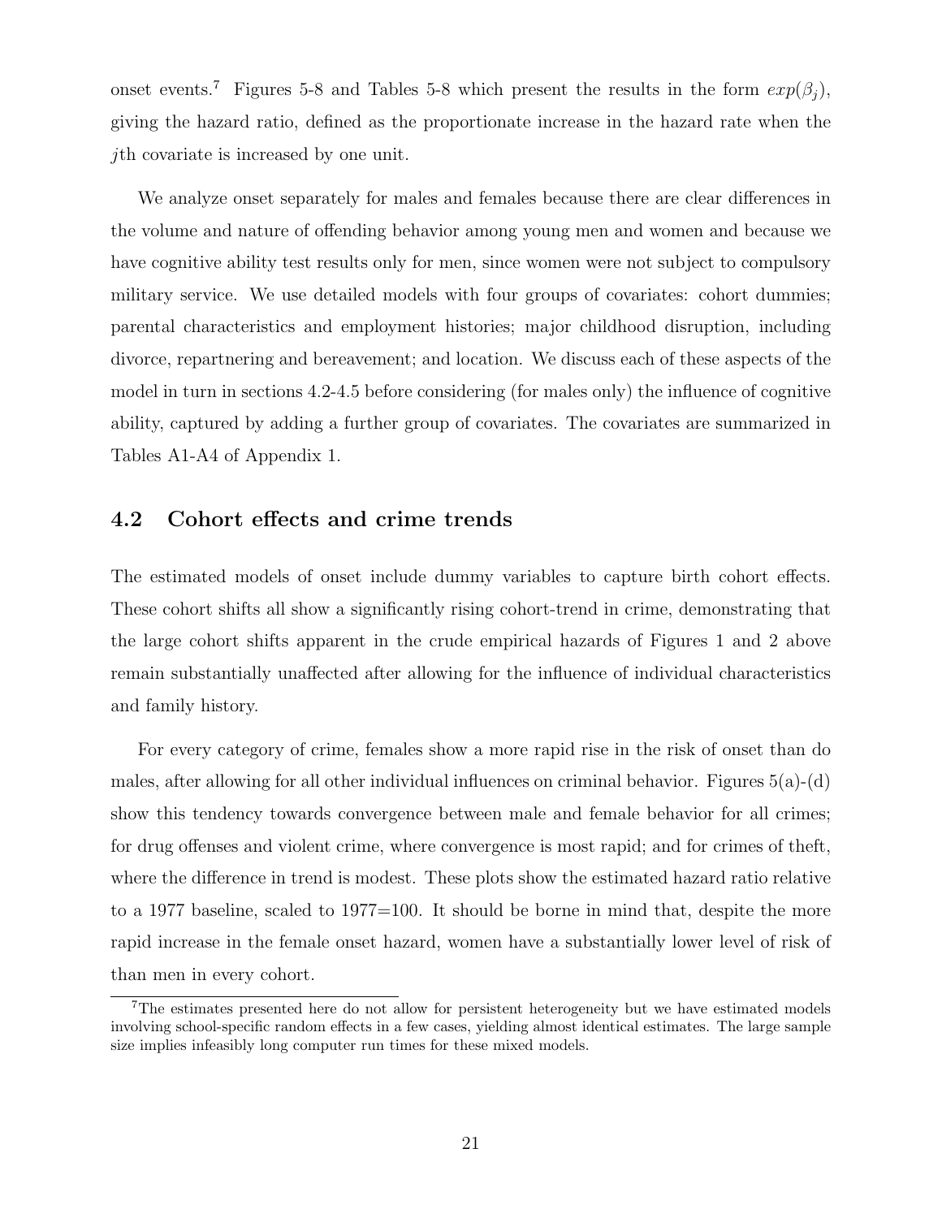onset events.[7] Figures 5-8 and Tables 5-8 which present the results in the form $exp(\beta_j)$, giving the hazard ratio, defined as the proportionate increase in the hazard rate when the $j$th covariate is increased by one unit.

We analyze onset separately for males and females because there are clear differences in the volume and nature of offending behavior among young men and women and because we have cognitive ability test results only for men, since women were not subject to compulsory military service. We use detailed models with four groups of covariates: cohort dummies; parental characteristics and employment histories; major childhood disruption, including divorce, repartnering and bereavement; and location. We discuss each of these aspects of the model in turn in sections 4.2-4.5 before considering (for males only) the influence of cognitive ability, captured by adding a further group of covariates. The covariates are summarized in Tables A1-A4 of Appendix 1.

## 4.2 Cohort effects and crime trends

The estimated models of onset include dummy variables to capture birth cohort effects. These cohort shifts all show a significantly rising cohort-trend in crime, demonstrating that the large cohort shifts apparent in the crude empirical hazards of Figures 1 and 2 above remain substantially unaffected after allowing for the influence of individual characteristics and family history.

For every category of crime, females show a more rapid rise in the risk of onset than do males, after allowing for all other individual influences on criminal behavior. Figures 5(a)-(d) show this tendency towards convergence between male and female behavior for all crimes; for drug offenses and violent crime, where convergence is most rapid; and for crimes of theft, where the difference in trend is modest. These plots show the estimated hazard ratio relative to a 1977 baseline, scaled to 1977=100. It should be borne in mind that, despite the more rapid increase in the female onset hazard, women have a substantially lower level of risk of than men in every cohort.

[7] The estimates presented here do not allow for persistent heterogeneity but we have estimated models involving school-specific random effects in a few cases, yielding almost identical estimates. The large sample size implies infeasibly long computer run times for these mixed models.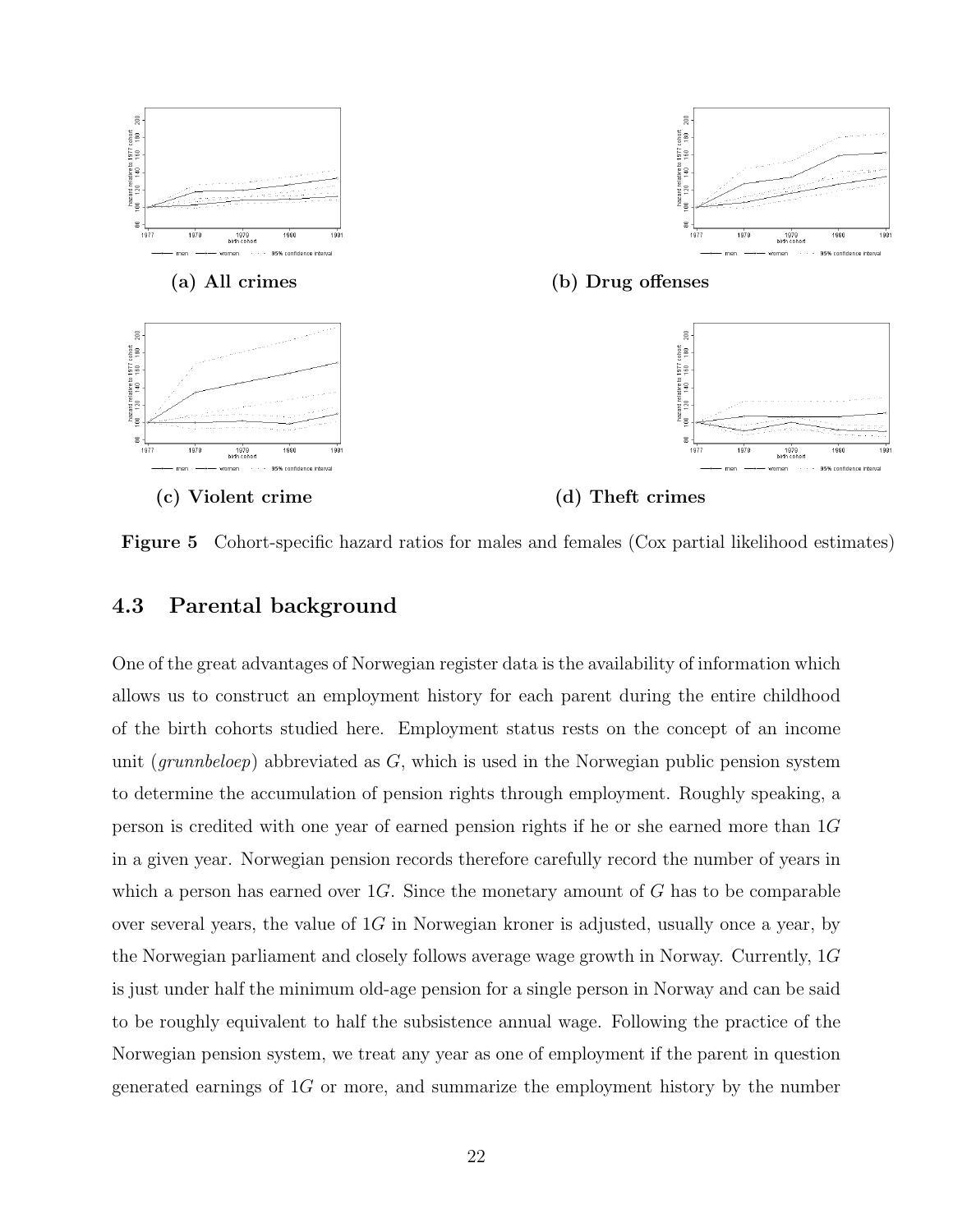(a) All crimes

(b) Drug offenses

(c) Violent crime

(d) Theft crimes

**Figure 5** Cohort-specific hazard ratios for males and females (Cox partial likelihood estimates)

## 4.3 Parental background

One of the great advantages of Norwegian register data is the availability of information which allows us to construct an employment history for each parent during the entire childhood of the birth cohorts studied here. Employment status rests on the concept of an income unit (*grunnbeloep*) abbreviated as $G$, which is used in the Norwegian public pension system to determine the accumulation of pension rights through employment. Roughly speaking, a person is credited with one year of earned pension rights if he or she earned more than $1G$ in a given year. Norwegian pension records therefore carefully record the number of years in which a person has earned over $1G$. Since the monetary amount of $G$ has to be comparable over several years, the value of $1G$ in Norwegian kroner is adjusted, usually once a year, by the Norwegian parliament and closely follows average wage growth in Norway. Currently, $1G$ is just under half the minimum old-age pension for a single person in Norway and can be said to be roughly equivalent to half the subsistence annual wage. Following the practice of the Norwegian pension system, we treat any year as one of employment if the parent in question generated earnings of $1G$ or more, and summarize the employment history by the number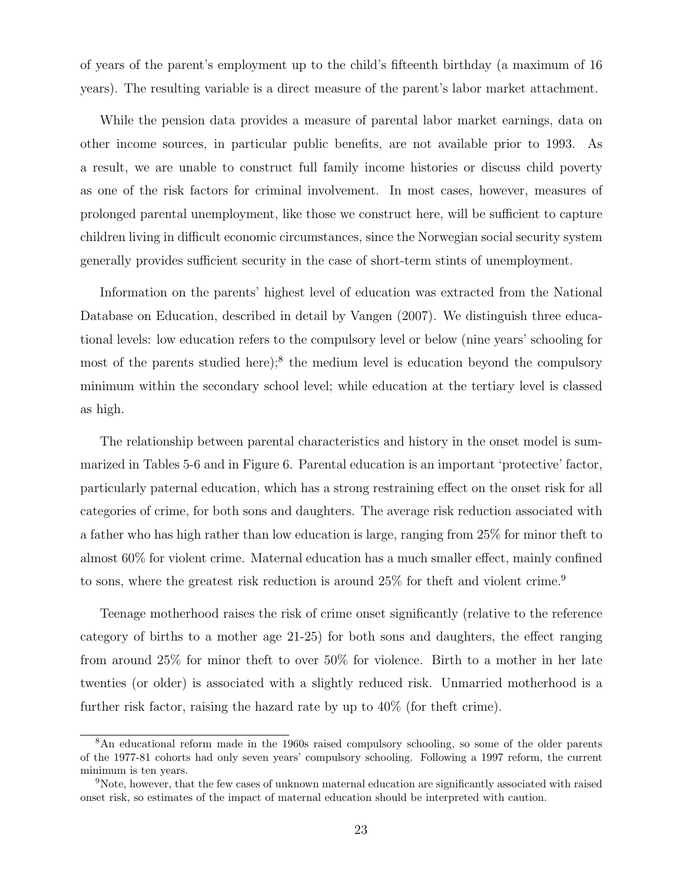of years of the parent's employment up to the child's fifteenth birthday (a maximum of 16 years). The resulting variable is a direct measure of the parent's labor market attachment.

While the pension data provides a measure of parental labor market earnings, data on other income sources, in particular public benefits, are not available prior to 1993. As a result, we are unable to construct full family income histories or discuss child poverty as one of the risk factors for criminal involvement. In most cases, however, measures of prolonged parental unemployment, like those we construct here, will be sufficient to capture children living in difficult economic circumstances, since the Norwegian social security system generally provides sufficient security in the case of short-term stints of unemployment.

Information on the parents' highest level of education was extracted from the National Database on Education, described in detail by Vangen (2007). We distinguish three educational levels: low education refers to the compulsory level or below (nine years' schooling for most of the parents studied here);[8] the medium level is education beyond the compulsory minimum within the secondary school level; while education at the tertiary level is classed as high.

The relationship between parental characteristics and history in the onset model is summarized in Tables 5-6 and in Figure 6. Parental education is an important 'protective' factor, particularly paternal education, which has a strong restraining effect on the onset risk for all categories of crime, for both sons and daughters. The average risk reduction associated with a father who has high rather than low education is large, ranging from 25% for minor theft to almost 60% for violent crime. Maternal education has a much smaller effect, mainly confined to sons, where the greatest risk reduction is around 25% for theft and violent crime.[9]

Teenage motherhood raises the risk of crime onset significantly (relative to the reference category of births to a mother age 21-25) for both sons and daughters, the effect ranging from around 25% for minor theft to over 50% for violence. Birth to a mother in her late twenties (or older) is associated with a slightly reduced risk. Unmarried motherhood is a further risk factor, raising the hazard rate by up to 40% (for theft crime).

[8] An educational reform made in the 1960s raised compulsory schooling, so some of the older parents of the 1977-81 cohorts had only seven years' compulsory schooling. Following a 1997 reform, the current minimum is ten years.

[9] Note, however, that the few cases of unknown maternal education are significantly associated with raised onset risk, so estimates of the impact of maternal education should be interpreted with caution.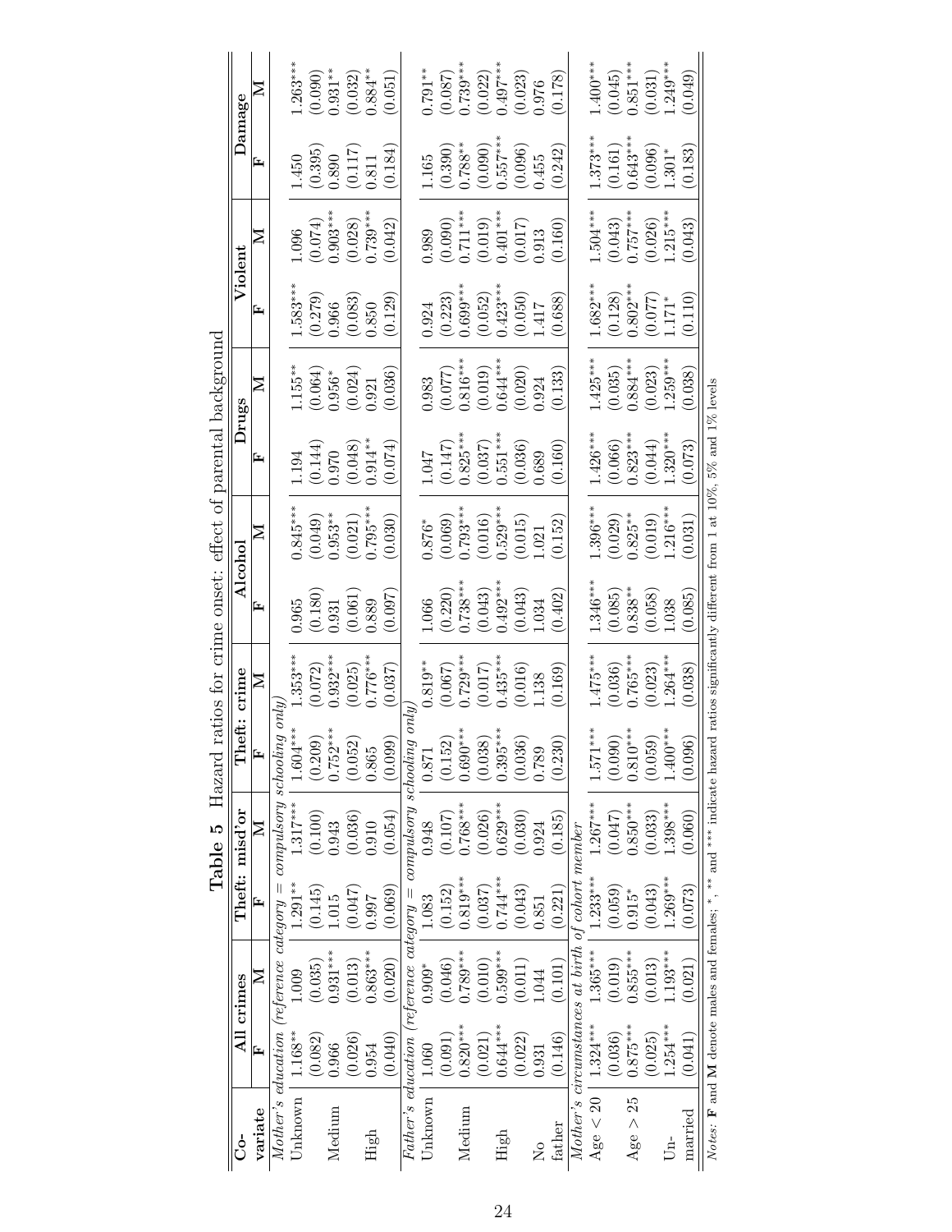**Table 5** Hazard ratios for crime onset: effect of parental background

| Co-variate | All crimes F | All crimes M | Theft: misd'or F | Theft: misd'or M | Theft: crime F | Theft: crime M | Alcohol F | Alcohol M | Drugs F | Drugs M | Violent F | Violent M | Damage F | Damage M |
|---|---|---|---|---|---|---|---|---|---|---|---|---|---|---|
| *Mother's education (reference category = compulsory schooling only)* | | | | | | | | | | | | | | |
| Unknown | 1.168** | 1.009 | 1.291** | 1.317*** | 1.604*** | 1.353*** | 0.965 | 0.845*** | 1.194 | 1.155** | 1.583*** | 1.096 | 1.450 | 1.263*** |
| | (0.082) | (0.035) | (0.145) | (0.100) | (0.209) | (0.072) | (0.180) | (0.049) | (0.144) | (0.064) | (0.279) | (0.074) | (0.395) | (0.090) |
| Medium | 0.966 | 0.931*** | 1.015 | 0.943 | 0.752*** | 0.932*** | 0.931 | 0.953** | 0.970 | 0.956* | 0.966 | 0.903*** | 0.890 | 0.931** |
| | (0.026) | (0.013) | (0.047) | (0.036) | (0.052) | (0.025) | (0.061) | (0.021) | (0.048) | (0.024) | (0.083) | (0.028) | (0.117) | (0.032) |
| High | 0.954 | 0.863*** | 0.997 | 0.910 | 0.865 | 0.776*** | 0.889 | 0.795*** | 0.914** | 0.921 | 0.850 | 0.739*** | 0.811 | 0.884** |
| | (0.040) | (0.020) | (0.069) | (0.054) | (0.099) | (0.037) | (0.097) | (0.030) | (0.074) | (0.036) | (0.129) | (0.042) | (0.184) | (0.051) |
| *Father's education (reference category = compulsory schooling only)* | | | | | | | | | | | | | | |
| Unknown | 1.060 | 0.909* | 1.083 | 0.948 | 0.871 | 0.819** | 1.066 | 0.876* | 1.047 | 0.983 | 0.924 | 0.989 | 1.165 | 0.791** |
| | (0.091) | (0.046) | (0.152) | (0.107) | (0.152) | (0.067) | (0.220) | (0.069) | (0.147) | (0.077) | (0.223) | (0.090) | (0.390) | (0.087) |
| Medium | 0.820*** | 0.789*** | 0.819*** | 0.768*** | 0.690*** | 0.729*** | 0.738*** | 0.793*** | 0.825*** | 0.816*** | 0.699*** | 0.711*** | 0.788** | 0.739*** |
| | (0.021) | (0.010) | (0.037) | (0.026) | (0.038) | (0.017) | (0.043) | (0.016) | (0.037) | (0.019) | (0.052) | (0.019) | (0.090) | (0.022) |
| High | 0.644*** | 0.599*** | 0.744*** | 0.629*** | 0.395*** | 0.435*** | 0.492*** | 0.529*** | 0.551*** | 0.644*** | 0.423*** | 0.401*** | 0.557*** | 0.497*** |
| | (0.022) | (0.011) | (0.043) | (0.030) | (0.036) | (0.016) | (0.043) | (0.015) | (0.036) | (0.020) | (0.050) | (0.017) | (0.096) | (0.023) |
| No father | 0.931 | 1.044 | 0.851 | 0.924 | 0.789 | 1.138 | 1.034 | 1.021 | 0.689 | 0.924 | 1.417 | 0.913 | 0.455 | 0.976 |
| | (0.146) | (0.101) | (0.221) | (0.185) | (0.230) | (0.169) | (0.402) | (0.152) | (0.160) | (0.133) | (0.688) | (0.160) | (0.242) | (0.178) |
| *Mother's circumstances at birth of cohort member* | | | | | | | | | | | | | | |
| Age < 20 | 1.324*** | 1.365*** | 1.233*** | 1.267*** | 1.571*** | 1.475*** | 1.346*** | 1.396*** | 1.426*** | 1.425*** | 1.682*** | 1.504*** | 1.373*** | 1.400*** |
| | (0.036) | (0.019) | (0.059) | (0.047) | (0.090) | (0.036) | (0.085) | (0.029) | (0.066) | (0.035) | (0.128) | (0.043) | (0.161) | (0.045) |
| Age > 25 | 0.875*** | 0.855*** | 0.915* | 0.850*** | 0.810*** | 0.765*** | 0.838** | 0.825** | 0.823*** | 0.884*** | 0.802*** | 0.757*** | 0.643*** | 0.851*** |
| | (0.025) | (0.013) | (0.043) | (0.033) | (0.059) | (0.023) | (0.058) | (0.019) | (0.044) | (0.023) | (0.077) | (0.026) | (0.096) | (0.031) |
| Un-married | 1.254*** | 1.193*** | 1.269*** | 1.398*** | 1.400*** | 1.264*** | 1.038 | 1.216*** | 1.320*** | 1.259*** | 1.171* | 1.215*** | 1.301* | 1.249*** |
| | (0.041) | (0.021) | (0.073) | (0.060) | (0.096) | (0.038) | (0.085) | (0.031) | (0.073) | (0.038) | (0.110) | (0.043) | (0.183) | (0.049) |

*Notes*: **F** and **M** denote males and females; *, ** and *** indicate hazard ratios significantly different from 1 at 10%, 5% and 1% levels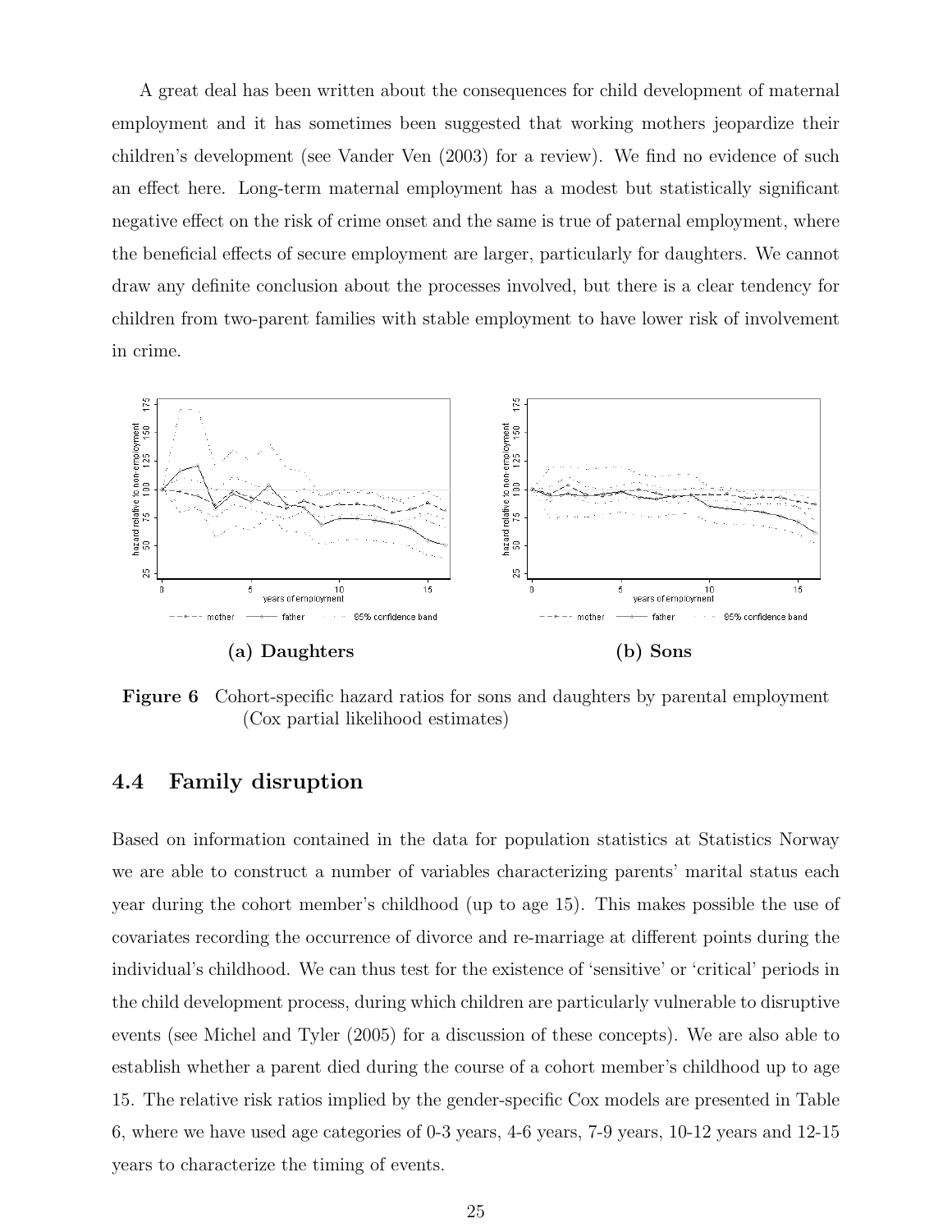A great deal has been written about the consequences for child development of maternal employment and it has sometimes been suggested that working mothers jeopardize their children's development (see Vander Ven (2003) for a review). We find no evidence of such an effect here. Long-term maternal employment has a modest but statistically significant negative effect on the risk of crime onset and the same is true of paternal employment, where the beneficial effects of secure employment are larger, particularly for daughters. We cannot draw any definite conclusion about the processes involved, but there is a clear tendency for children from two-parent families with stable employment to have lower risk of involvement in crime.

**(a) Daughters** **(b) Sons**

**Figure 6** Cohort-specific hazard ratios for sons and daughters by parental employment (Cox partial likelihood estimates)

## 4.4 Family disruption

Based on information contained in the data for population statistics at Statistics Norway we are able to construct a number of variables characterizing parents' marital status each year during the cohort member's childhood (up to age 15). This makes possible the use of covariates recording the occurrence of divorce and re-marriage at different points during the individual's childhood. We can thus test for the existence of 'sensitive' or 'critical' periods in the child development process, during which children are particularly vulnerable to disruptive events (see Michel and Tyler (2005) for a discussion of these concepts). We are also able to establish whether a parent died during the course of a cohort member's childhood up to age 15. The relative risk ratios implied by the gender-specific Cox models are presented in Table 6, where we have used age categories of 0-3 years, 4-6 years, 7-9 years, 10-12 years and 12-15 years to characterize the timing of events.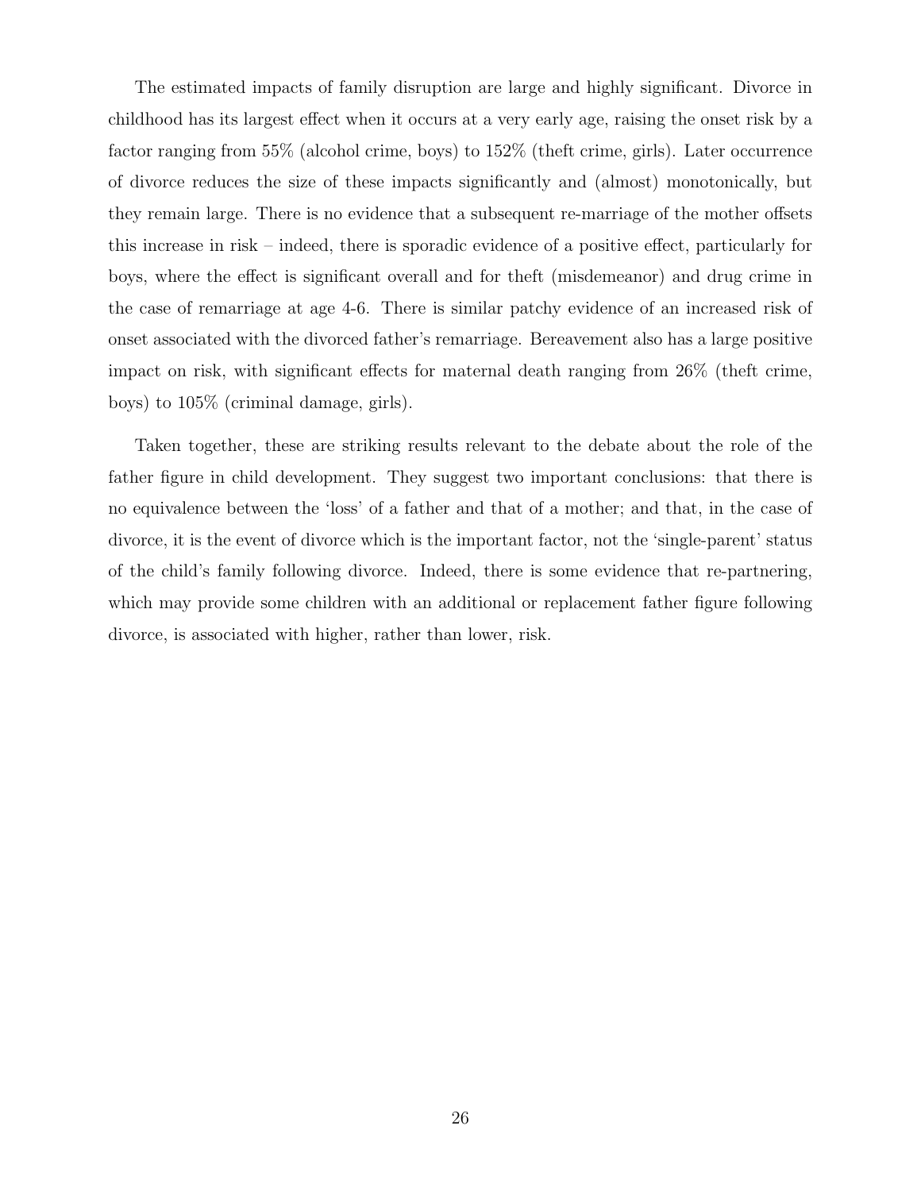The estimated impacts of family disruption are large and highly significant. Divorce in childhood has its largest effect when it occurs at a very early age, raising the onset risk by a factor ranging from 55% (alcohol crime, boys) to 152% (theft crime, girls). Later occurrence of divorce reduces the size of these impacts significantly and (almost) monotonically, but they remain large. There is no evidence that a subsequent re-marriage of the mother offsets this increase in risk – indeed, there is sporadic evidence of a positive effect, particularly for boys, where the effect is significant overall and for theft (misdemeanor) and drug crime in the case of remarriage at age 4-6. There is similar patchy evidence of an increased risk of onset associated with the divorced father's remarriage. Bereavement also has a large positive impact on risk, with significant effects for maternal death ranging from 26% (theft crime, boys) to 105% (criminal damage, girls).

Taken together, these are striking results relevant to the debate about the role of the father figure in child development. They suggest two important conclusions: that there is no equivalence between the 'loss' of a father and that of a mother; and that, in the case of divorce, it is the event of divorce which is the important factor, not the 'single-parent' status of the child's family following divorce. Indeed, there is some evidence that re-partnering, which may provide some children with an additional or replacement father figure following divorce, is associated with higher, rather than lower, risk.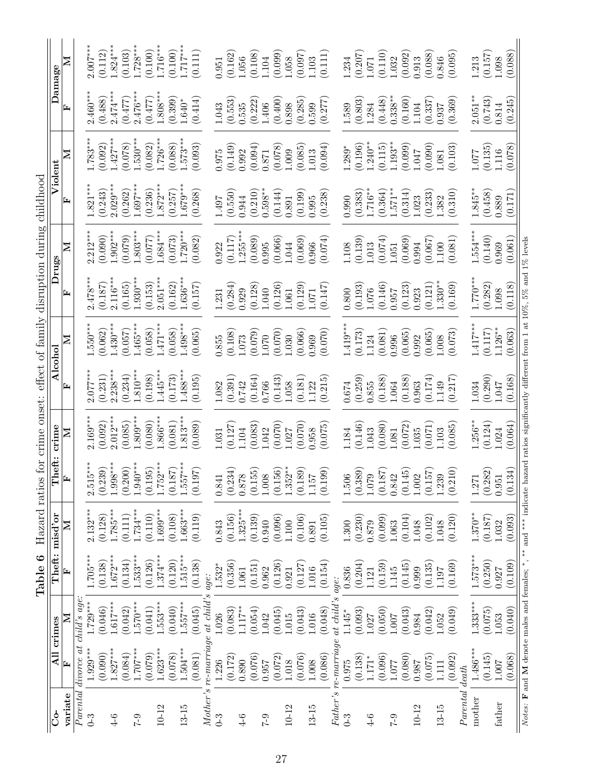**Table 6** Hazard ratios for crime onset: effect of family disruption during childhood

| Co-variate | All crimes F | All crimes M | Theft: misd'or F | Theft: misd'or M | Theft: crime F | Theft: crime M | Alcohol F | Alcohol M | Drugs F | Drugs M | Violent F | Violent M | Damage F | Damage M |
|---|---|---|---|---|---|---|---|---|---|---|---|---|---|---|
| *Parental divorce at child's age:* | | | | | | | | | | | | | | |
| 0-3 | 1.929*** | 1.729*** | 1.705*** | 2.132*** | 2.515*** | 2.169*** | 2.077*** | 1.550*** | 2.478*** | 2.212*** | 1.821*** | 1.783*** | 2.460*** | 2.007*** |
| | (0.090) | (0.046) | (0.138) | (0.128) | (0.239) | (0.092) | (0.231) | (0.062) | (0.187) | (0.090) | (0.243) | (0.092) | (0.488) | (0.112) |
| 4-6 | 1.827*** | 1.617*** | 1.672*** | 1.785*** | 1.998*** | 2.012*** | 2.238*** | 1.430*** | 2.116*** | 1.902*** | 2.029*** | 1.427*** | 2.474*** | 1.824*** |
| | (0.084) | (0.042) | (0.134) | (0.111) | (0.200) | (0.085) | (0.234) | (0.057) | (0.165) | (0.079) | (0.262) | (0.078) | (0.477) | (0.103) |
| 7-9 | 1.707*** | 1.570*** | 1.533*** | 1.734*** | 1.940*** | 1.809*** | 1.810*** | 1.465*** | 1.930*** | 1.803*** | 1.697*** | 1.530*** | 2.476*** | 1.728*** |
| | (0.079) | (0.041) | (0.126) | (0.110) | (0.195) | (0.080) | (0.198) | (0.058) | (0.153) | (0.077) | (0.236) | (0.082) | (0.477) | (0.100) |
| 10-12 | 1.623*** | 1.553*** | 1.374*** | 1.699*** | 1.752*** | 1.866*** | 1.445*** | 1.471*** | 2.051*** | 1.684*** | 1.872*** | 1.726*** | 1.808*** | 1.716*** |
| | (0.078) | (0.040) | (0.120) | (0.108) | (0.187) | (0.081) | (0.173) | (0.058) | (0.162) | (0.073) | (0.257) | (0.088) | (0.399) | (0.100) |
| 13-15 | 1.504*** | 1.557*** | 1.515*** | 1.663*** | 1.557*** | 1.813*** | 1.488*** | 1.498*** | 1.636*** | 1.720*** | 1.679*** | 1.573*** | 1.640* | 1.717*** |
| | (0.081) | (0.045) | (0.138) | (0.119) | (0.197) | (0.089) | (0.195) | (0.065) | (0.157) | (0.082) | (0.268) | (0.093) | (0.414) | (0.111) |
| *Mother's re-marriage at child's age:* | | | | | | | | | | | | | | |
| 0-3 | 1.226 | 1.026 | 1.532* | 0.843 | 0.841 | 1.031 | 1.082 | 0.855 | 1.231 | 0.922 | 1.497 | 0.975 | 1.043 | 0.951 |
| | (0.172) | (0.083) | (0.356) | (0.156) | (0.234) | (0.127) | (0.391) | (0.108) | (0.284) | (0.117) | (0.550) | (0.149) | (0.553) | (0.162) |
| 4-6 | 0.890 | 1.117** | 1.061 | 1.325*** | 0.878 | 1.104 | 0.742 | 1.073 | 0.929 | 1.255*** | 0.944 | 0.992 | 0.535 | 1.056 |
| | (0.076) | (0.054) | (0.151) | (0.139) | (0.155) | (0.083) | (0.164) | (0.079) | (0.128) | (0.089) | (0.210) | (0.094) | (0.222) | (0.108) |
| 7-9 | 0.957 | 1.042 | 0.962 | 0.940 | 1.008 | 1.042 | 0.766 | 1.070 | 1.040 | 0.995 | 0.598** | 0.871 | 1.406 | 1.104 |
| | (0.072) | (0.045) | (0.126) | (0.096) | (0.156) | (0.070) | (0.143) | (0.070) | (0.126) | (0.066) | (0.144) | (0.078) | (0.400) | (0.099) |
| 10-12 | 1.018 | 1.015 | 0.921 | 1.100 | 1.352** | 1.027 | 1.058 | 1.030 | 1.061 | 1.044 | 0.891 | 1.009 | 0.898 | 1.058 |
| | (0.076) | (0.043) | (0.127) | (0.106) | (0.189) | (0.070) | (0.181) | (0.066) | (0.129) | (0.069) | (0.199) | (0.085) | (0.285) | (0.097) |
| 13-15 | 1.008 | 1.016 | 1.016 | 0.891 | 1.157 | 0.958 | 1.122 | 0.969 | 1.071 | 0.966 | 0.995 | 1.013 | 0.599 | 1.103 |
| | (0.086) | (0.048) | (0.154) | (0.105) | (0.199) | (0.075) | (0.215) | (0.070) | (0.147) | (0.074) | (0.238) | (0.094) | (0.277) | (0.111) |
| *Father's re-marriage at child's age:* | | | | | | | | | | | | | | |
| 0-3 | 0.975 | 1.145* | 0.836 | 1.300 | 1.506 | 1.184 | 0.674 | 1.419*** | 0.800 | 1.108 | 0.990 | 1.289* | 1.589 | 1.234 |
| | (0.138) | (0.093) | (0.204) | (0.230) | (0.389) | (0.146) | (0.259) | (0.173) | (0.193) | (0.139) | (0.383) | (0.196) | (0.803) | (0.207) |
| 4-6 | 1.171* | 1.027 | 1.121 | 0.879 | 1.079 | 1.043 | 0.855 | 1.124 | 1.076 | 1.013 | 1.716** | 1.240** | 1.284 | 1.071 |
| | (0.096) | (0.050) | (0.159) | (0.099) | (0.187) | (0.080) | (0.188) | (0.081) | (0.146) | (0.074) | (0.364) | (0.115) | (0.448) | (0.110) |
| 7-9 | 1.077 | 1.007 | 1.145 | 1.063 | 0.842 | 1.081 | 1.064 | 0.996 | 0.957 | 1.051 | 1.571** | 1.193** | 0.338** | 1.032 |
| | (0.080) | (0.043) | (0.145) | (0.104) | (0.145) | (0.072) | (0.188) | (0.065) | (0.123) | (0.069) | (0.314) | (0.099) | (0.160) | (0.092) |
| 10-12 | 0.987 | 0.984 | 0.999 | 1.048 | 1.002 | 1.035 | 0.963 | 0.992 | 0.923 | 0.994 | 1.023 | 1.047 | 1.104 | 0.913 |
| | (0.075) | (0.042) | (0.135) | (0.102) | (0.157) | (0.071) | (0.174) | (0.065) | (0.121) | (0.067) | (0.233) | (0.090) | (0.337) | (0.088) |
| 13-15 | 1.111 | 1.052 | 1.197 | 1.048 | 1.239 | 1.103 | 1.149 | 1.008 | 1.330** | 1.100 | 1.382 | 1.081 | 0.937 | 0.846 |
| | (0.092) | (0.049) | (0.169) | (0.120) | (0.210) | (0.085) | (0.217) | (0.073) | (0.169) | (0.081) | (0.310) | (0.103) | (0.369) | (0.095) |
| *Parental death* | | | | | | | | | | | | | | |
| mother | 1.486*** | 1.333*** | 1.573*** | 1.370** | 1.271 | 1.256** | 1.034 | 1.417*** | 1.770*** | 1.554*** | 1.845** | 1.077 | 2.051** | 1.213 |
| | (0.145) | (0.075) | (0.250) | (0.187) | (0.282) | (0.124) | (0.290) | (0.117) | (0.282) | (0.140) | (0.458) | (0.135) | (0.743) | (0.157) |
| father | 1.007 | 1.053 | 0.927 | 1.032 | 0.951 | 1.024 | 1.047 | 1.126** | 1.098 | 0.969 | 0.889 | 1.116 | 0.814 | 1.098 |
| | (0.068) | (0.040) | (0.109) | (0.093) | (0.134) | (0.064) | (0.168) | (0.063) | (0.118) | (0.061) | (0.171) | (0.078) | (0.245) | (0.088) |

*Notes:* **F** and **M** denote males and females; *, ** and *** indicate hazard ratios significantly different from 1 at 10%, 5% and 1% levels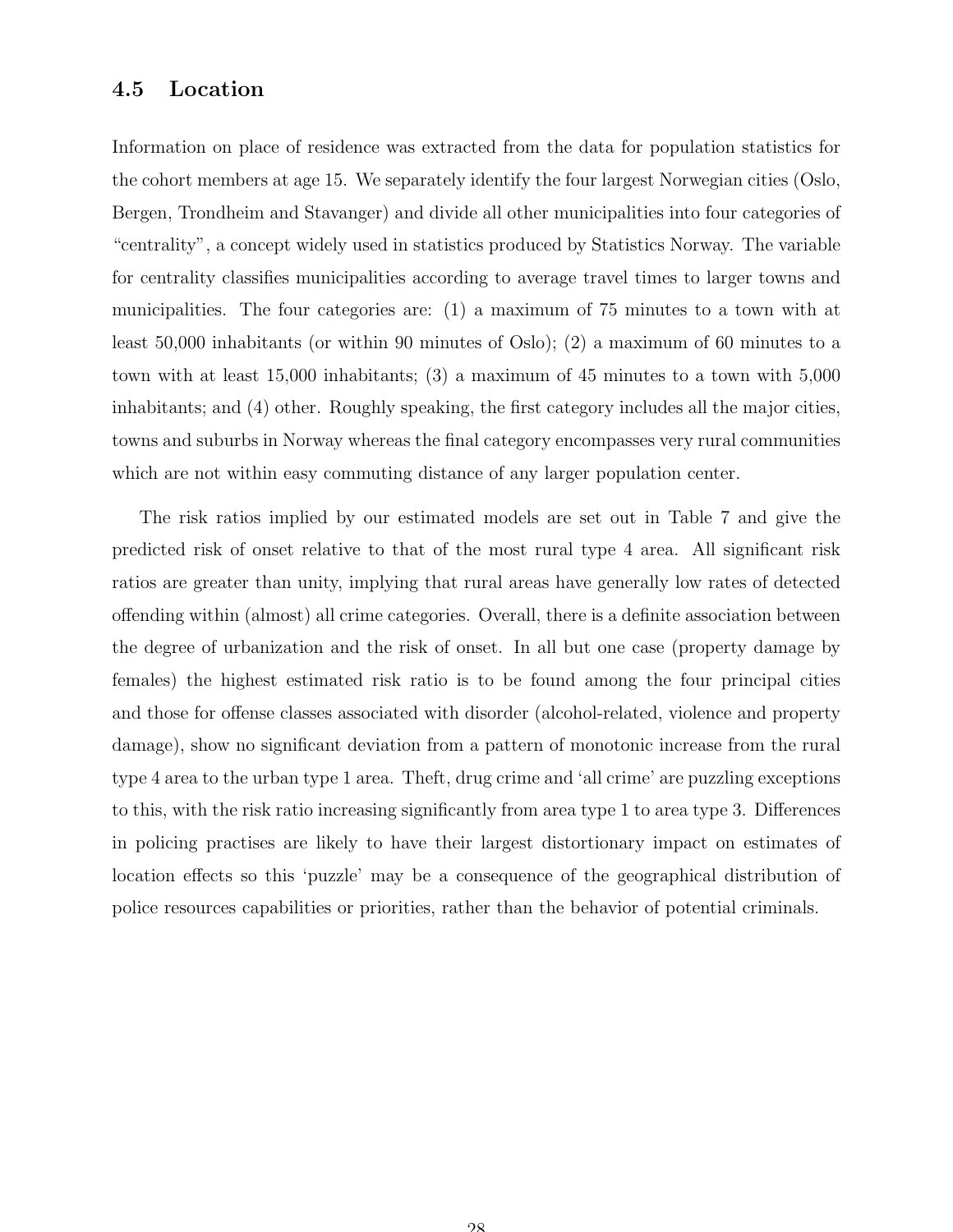### 4.5 Location

Information on place of residence was extracted from the data for population statistics for the cohort members at age 15. We separately identify the four largest Norwegian cities (Oslo, Bergen, Trondheim and Stavanger) and divide all other municipalities into four categories of "centrality", a concept widely used in statistics produced by Statistics Norway. The variable for centrality classifies municipalities according to average travel times to larger towns and municipalities. The four categories are: (1) a maximum of 75 minutes to a town with at least 50,000 inhabitants (or within 90 minutes of Oslo); (2) a maximum of 60 minutes to a town with at least 15,000 inhabitants; (3) a maximum of 45 minutes to a town with 5,000 inhabitants; and (4) other. Roughly speaking, the first category includes all the major cities, towns and suburbs in Norway whereas the final category encompasses very rural communities which are not within easy commuting distance of any larger population center.

The risk ratios implied by our estimated models are set out in Table 7 and give the predicted risk of onset relative to that of the most rural type 4 area. All significant risk ratios are greater than unity, implying that rural areas have generally low rates of detected offending within (almost) all crime categories. Overall, there is a definite association between the degree of urbanization and the risk of onset. In all but one case (property damage by females) the highest estimated risk ratio is to be found among the four principal cities and those for offense classes associated with disorder (alcohol-related, violence and property damage), show no significant deviation from a pattern of monotonic increase from the rural type 4 area to the urban type 1 area. Theft, drug crime and 'all crime' are puzzling exceptions to this, with the risk ratio increasing significantly from area type 1 to area type 3. Differences in policing practises are likely to have their largest distortionary impact on estimates of location effects so this 'puzzle' may be a consequence of the geographical distribution of police resources capabilities or priorities, rather than the behavior of potential criminals.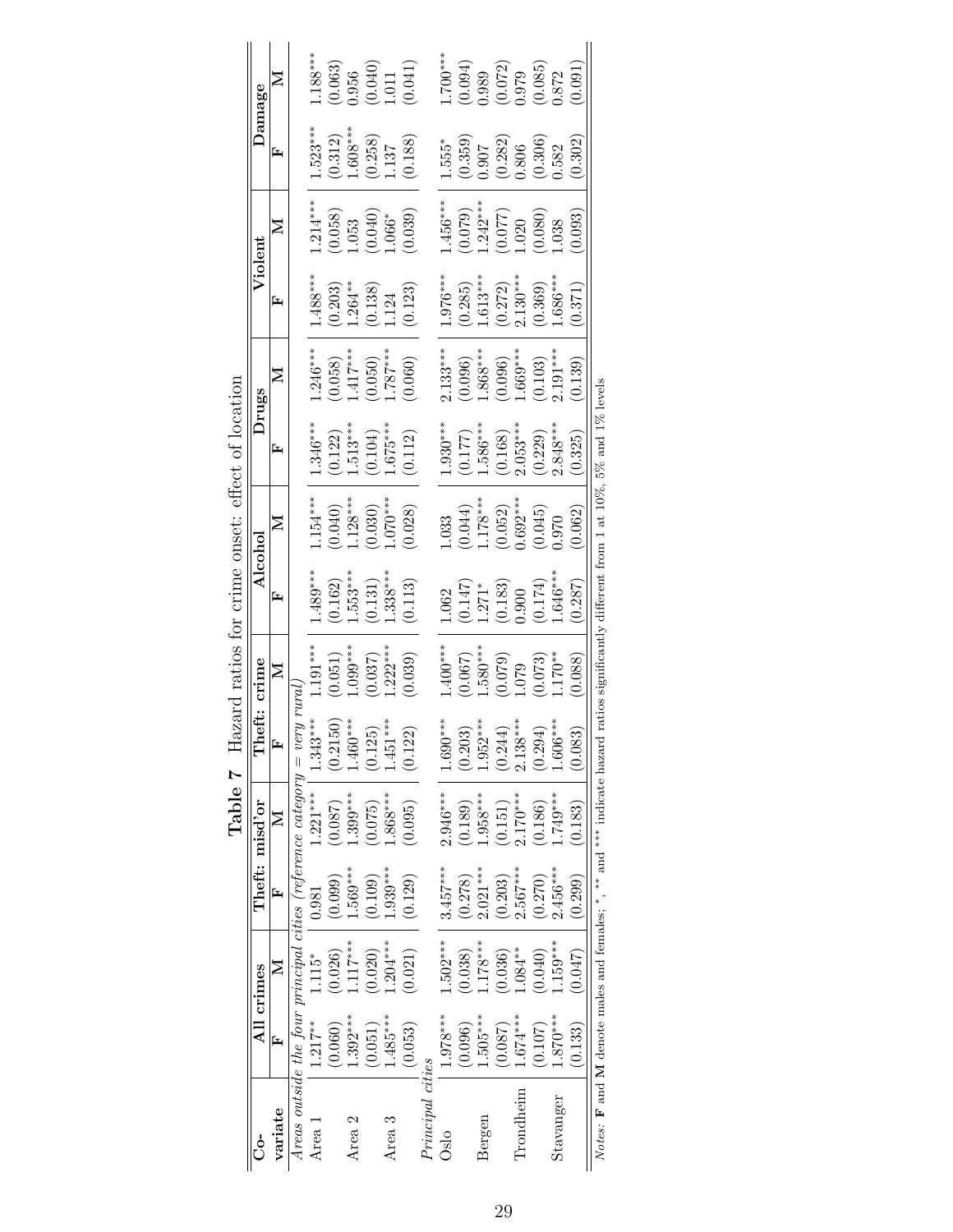**Table 7** Hazard ratios for crime onset: effect of location

| Co-variate | All crimes | | Theft: misd'or | | Theft: crime | | Alcohol | | Drugs | | Violent | | Damage | |
|---|---|---|---|---|---|---|---|---|---|---|---|---|---|---|
| | F | M | F | M | F | M | F | M | F | M | F | M | F | M |
| *Areas outside the four principal cities (reference category = very rural)* | | | | | | | | | | | | | | |
| Area 1 | 1.217** | 1.115* | 0.981 | 1.221*** | 1.343*** | 1.191*** | 1.489*** | 1.154*** | 1.346*** | 1.246*** | 1.488*** | 1.214*** | 1.523*** | 1.188*** |
| | (0.060) | (0.026) | (0.099) | (0.087) | (0.2150) | (0.051) | (0.162) | (0.040) | (0.122) | (0.058) | (0.203) | (0.058) | (0.312) | (0.063) |
| Area 2 | 1.392*** | 1.117*** | 1.569*** | 1.399*** | 1.460*** | 1.099*** | 1.553*** | 1.128*** | 1.513*** | 1.417*** | 1.264** | 1.053 | 1.608*** | 0.956 |
| | (0.051) | (0.020) | (0.109) | (0.075) | (0.125) | (0.037) | (0.131) | (0.030) | (0.104) | (0.050) | (0.138) | (0.040) | (0.258) | (0.040) |
| Area 3 | 1.485*** | 1.204*** | 1.939*** | 1.868*** | 1.451*** | 1.222*** | 1.338*** | 1.070*** | 1.675*** | 1.787*** | 1.124 | 1.066* | 1.137 | 1.011 |
| | (0.053) | (0.021) | (0.129) | (0.095) | (0.122) | (0.039) | (0.113) | (0.028) | (0.112) | (0.060) | (0.123) | (0.039) | (0.188) | (0.041) |
| *Principal cities* | | | | | | | | | | | | | | |
| Oslo | 1.978*** | 1.502*** | 3.457*** | 2.946*** | 1.690*** | 1.400*** | 1.062 | 1.033 | 1.930*** | 2.133*** | 1.976*** | 1.456*** | 1.555* | 1.700*** |
| | (0.096) | (0.038) | (0.278) | (0.189) | (0.203) | (0.067) | (0.147) | (0.044) | (0.177) | (0.096) | (0.285) | (0.079) | (0.359) | (0.094) |
| Bergen | 1.505*** | 1.178*** | 2.021*** | 1.958*** | 1.952*** | 1.580*** | 1.271* | 1.178*** | 1.586*** | 1.868*** | 1.613*** | 1.242*** | 0.907 | 0.989 |
| | (0.087) | (0.036) | (0.203) | (0.151) | (0.244) | (0.079) | (0.183) | (0.052) | (0.168) | (0.096) | (0.272) | (0.077) | (0.282) | (0.072) |
| Trondheim | 1.674*** | 1.084** | 2.567*** | 2.170*** | 2.138*** | 1.079 | 0.900 | 0.692*** | 2.053*** | 1.669*** | 2.130*** | 1.020 | 0.806 | 0.979 |
| | (0.107) | (0.040) | (0.270) | (0.186) | (0.294) | (0.073) | (0.174) | (0.045) | (0.229) | (0.103) | (0.369) | (0.080) | (0.306) | (0.085) |
| Stavanger | 1.870*** | 1.159*** | 2.456*** | 1.749*** | 1.606*** | 1.170** | 1.646*** | 0.970 | 2.848*** | 2.191*** | 1.686*** | 1.038 | 0.582 | 0.872 |
| | (0.133) | (0.047) | (0.299) | (0.183) | (0.083) | (0.088) | (0.287) | (0.062) | (0.325) | (0.139) | (0.371) | (0.093) | (0.302) | (0.091) |

*Notes:* **F** and **M** denote males and females; *, ** and *** indicate hazard ratios significantly different from 1 at 10%, 5% and 1% levels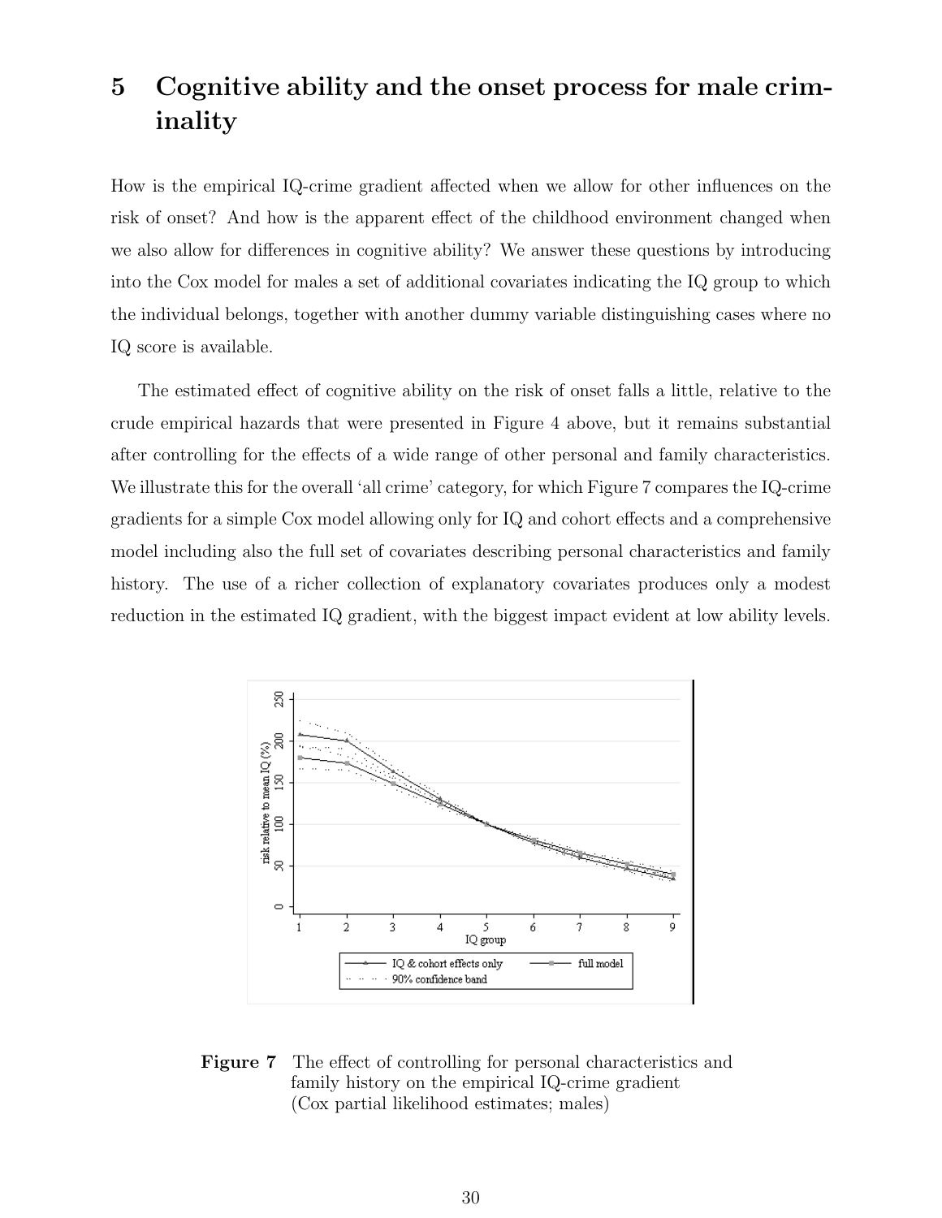# 5 Cognitive ability and the onset process for male criminality

How is the empirical IQ-crime gradient affected when we allow for other influences on the risk of onset? And how is the apparent effect of the childhood environment changed when we also allow for differences in cognitive ability? We answer these questions by introducing into the Cox model for males a set of additional covariates indicating the IQ group to which the individual belongs, together with another dummy variable distinguishing cases where no IQ score is available.

The estimated effect of cognitive ability on the risk of onset falls a little, relative to the crude empirical hazards that were presented in Figure 4 above, but it remains substantial after controlling for the effects of a wide range of other personal and family characteristics. We illustrate this for the overall 'all crime' category, for which Figure 7 compares the IQ-crime gradients for a simple Cox model allowing only for IQ and cohort effects and a comprehensive model including also the full set of covariates describing personal characteristics and family history. The use of a richer collection of explanatory covariates produces only a modest reduction in the estimated IQ gradient, with the biggest impact evident at low ability levels.

**Figure 7** The effect of controlling for personal characteristics and family history on the empirical IQ-crime gradient (Cox partial likelihood estimates; males)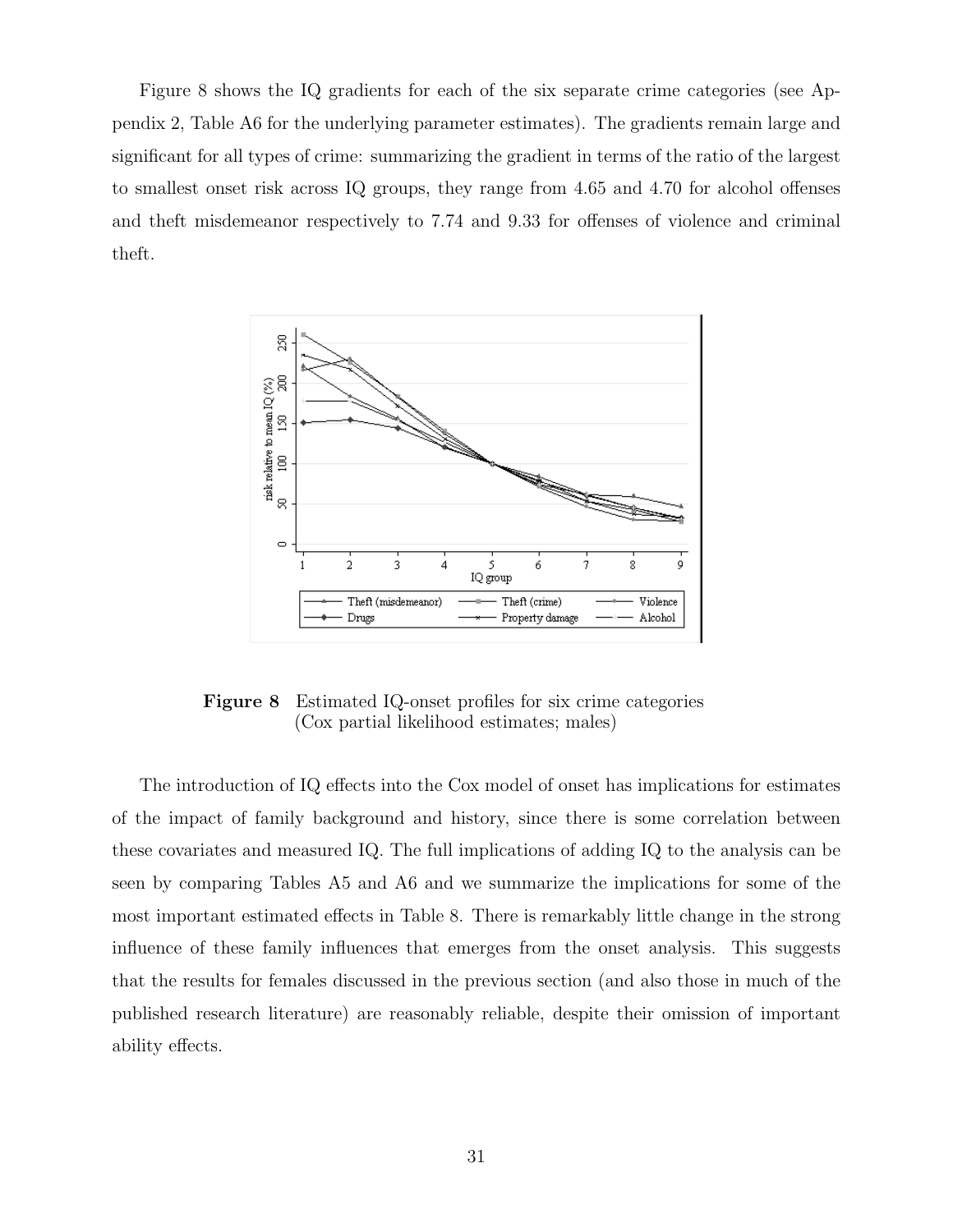Figure 8 shows the IQ gradients for each of the six separate crime categories (see Appendix 2, Table A6 for the underlying parameter estimates). The gradients remain large and significant for all types of crime: summarizing the gradient in terms of the ratio of the largest to smallest onset risk across IQ groups, they range from 4.65 and 4.70 for alcohol offenses and theft misdemeanor respectively to 7.74 and 9.33 for offenses of violence and criminal theft.

**Figure 8** Estimated IQ-onset profiles for six crime categories (Cox partial likelihood estimates; males)

The introduction of IQ effects into the Cox model of onset has implications for estimates of the impact of family background and history, since there is some correlation between these covariates and measured IQ. The full implications of adding IQ to the analysis can be seen by comparing Tables A5 and A6 and we summarize the implications for some of the most important estimated effects in Table 8. There is remarkably little change in the strong influence of these family influences that emerges from the onset analysis. This suggests that the results for females discussed in the previous section (and also those in much of the published research literature) are reasonably reliable, despite their omission of important ability effects.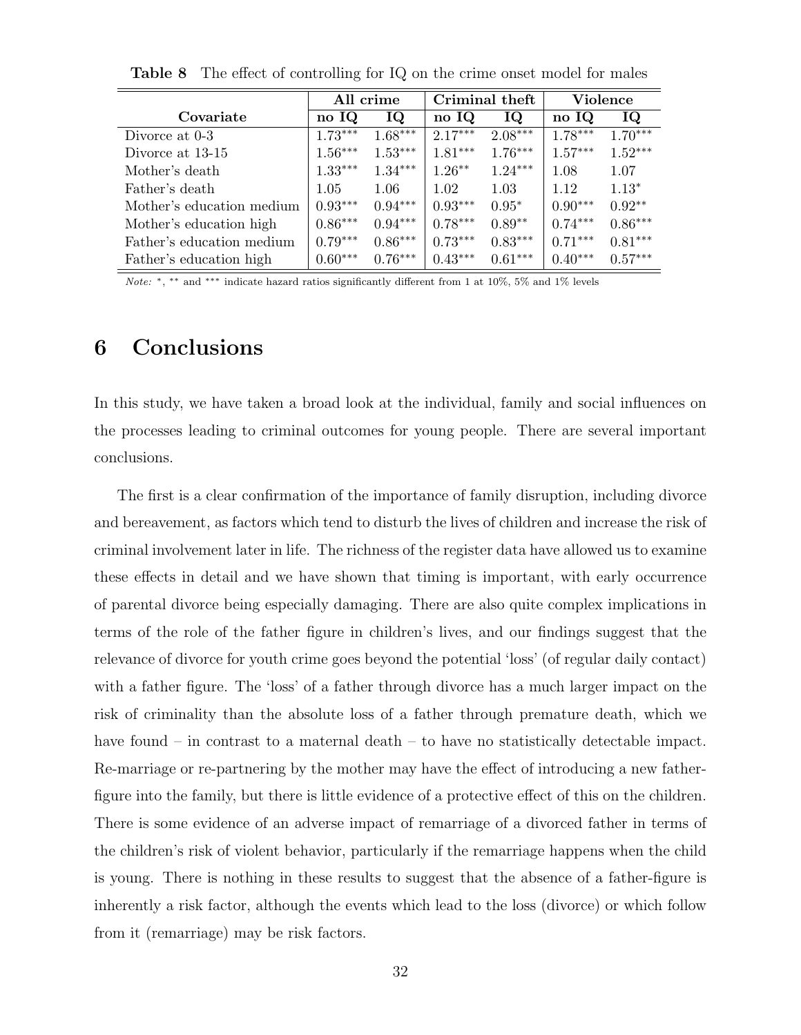**Table 8** The effect of controlling for IQ on the crime onset model for males

| Covariate | All crime | | Criminal theft | | Violence | |
|---|---|---|---|---|---|---|
| | no IQ | IQ | no IQ | IQ | no IQ | IQ |
| Divorce at 0-3 | 1.73*** | 1.68*** | 2.17*** | 2.08*** | 1.78*** | 1.70*** |
| Divorce at 13-15 | 1.56*** | 1.53*** | 1.81*** | 1.76*** | 1.57*** | 1.52*** |
| Mother's death | 1.33*** | 1.34*** | 1.26** | 1.24*** | 1.08 | 1.07 |
| Father's death | 1.05 | 1.06 | 1.02 | 1.03 | 1.12 | 1.13* |
| Mother's education medium | 0.93*** | 0.94*** | 0.93*** | 0.95* | 0.90*** | 0.92** |
| Mother's education high | 0.86*** | 0.94*** | 0.78*** | 0.89** | 0.74*** | 0.86*** |
| Father's education medium | 0.79*** | 0.86*** | 0.73*** | 0.83*** | 0.71*** | 0.81*** |
| Father's education high | 0.60*** | 0.76*** | 0.43*** | 0.61*** | 0.40*** | 0.57*** |

*Note:* *, ** and *** indicate hazard ratios significantly different from 1 at 10%, 5% and 1% levels

# 6 Conclusions

In this study, we have taken a broad look at the individual, family and social influences on the processes leading to criminal outcomes for young people. There are several important conclusions.

The first is a clear confirmation of the importance of family disruption, including divorce and bereavement, as factors which tend to disturb the lives of children and increase the risk of criminal involvement later in life. The richness of the register data have allowed us to examine these effects in detail and we have shown that timing is important, with early occurrence of parental divorce being especially damaging. There are also quite complex implications in terms of the role of the father figure in children's lives, and our findings suggest that the relevance of divorce for youth crime goes beyond the potential 'loss' (of regular daily contact) with a father figure. The 'loss' of a father through divorce has a much larger impact on the risk of criminality than the absolute loss of a father through premature death, which we have found – in contrast to a maternal death – to have no statistically detectable impact. Re-marriage or re-partnering by the mother may have the effect of introducing a new father-figure into the family, but there is little evidence of a protective effect of this on the children. There is some evidence of an adverse impact of remarriage of a divorced father in terms of the children's risk of violent behavior, particularly if the remarriage happens when the child is young. There is nothing in these results to suggest that the absence of a father-figure is inherently a risk factor, although the events which lead to the loss (divorce) or which follow from it (remarriage) may be risk factors.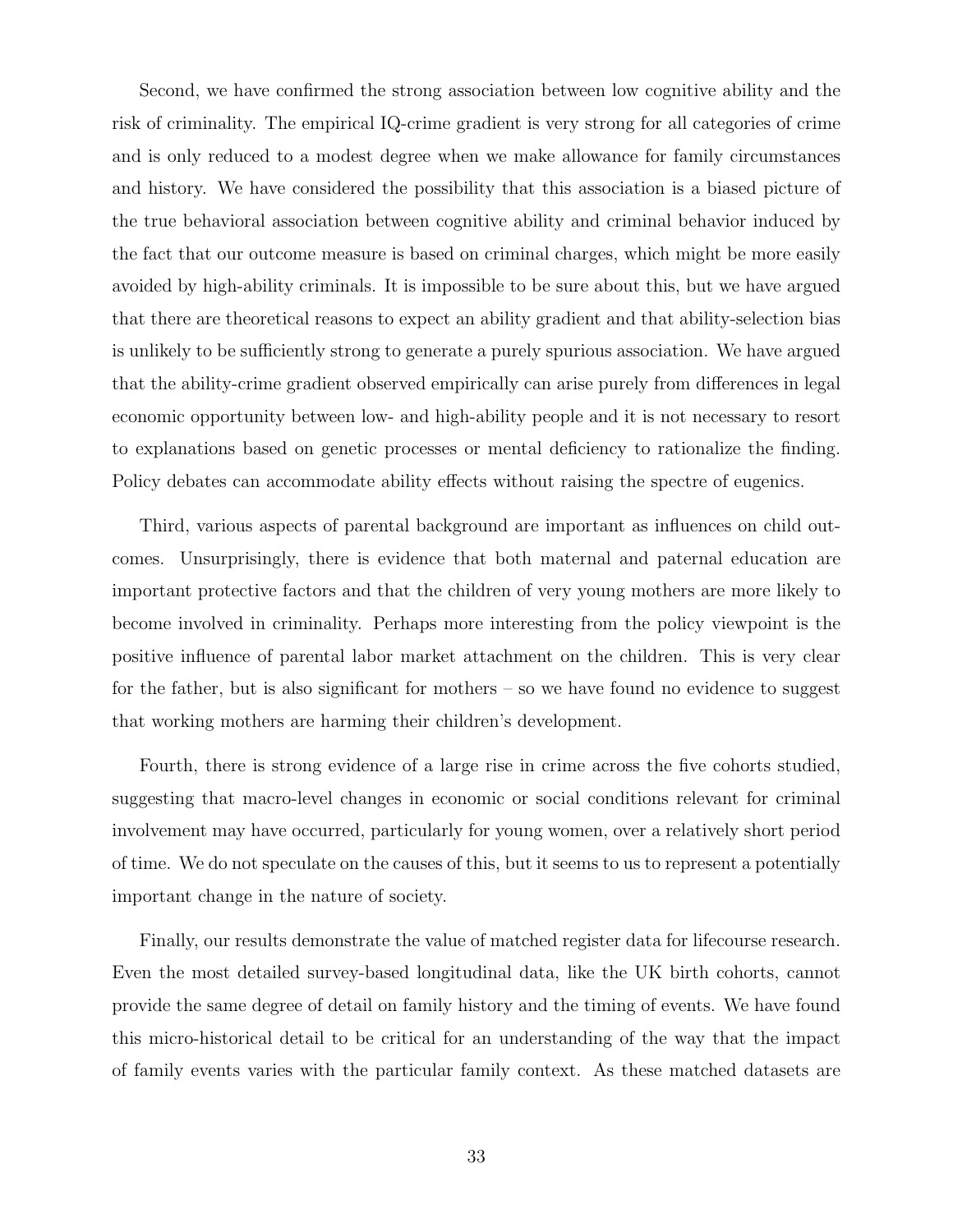Second, we have confirmed the strong association between low cognitive ability and the risk of criminality. The empirical IQ-crime gradient is very strong for all categories of crime and is only reduced to a modest degree when we make allowance for family circumstances and history. We have considered the possibility that this association is a biased picture of the true behavioral association between cognitive ability and criminal behavior induced by the fact that our outcome measure is based on criminal charges, which might be more easily avoided by high-ability criminals. It is impossible to be sure about this, but we have argued that there are theoretical reasons to expect an ability gradient and that ability-selection bias is unlikely to be sufficiently strong to generate a purely spurious association. We have argued that the ability-crime gradient observed empirically can arise purely from differences in legal economic opportunity between low- and high-ability people and it is not necessary to resort to explanations based on genetic processes or mental deficiency to rationalize the finding. Policy debates can accommodate ability effects without raising the spectre of eugenics.

Third, various aspects of parental background are important as influences on child outcomes. Unsurprisingly, there is evidence that both maternal and paternal education are important protective factors and that the children of very young mothers are more likely to become involved in criminality. Perhaps more interesting from the policy viewpoint is the positive influence of parental labor market attachment on the children. This is very clear for the father, but is also significant for mothers – so we have found no evidence to suggest that working mothers are harming their children's development.

Fourth, there is strong evidence of a large rise in crime across the five cohorts studied, suggesting that macro-level changes in economic or social conditions relevant for criminal involvement may have occurred, particularly for young women, over a relatively short period of time. We do not speculate on the causes of this, but it seems to us to represent a potentially important change in the nature of society.

Finally, our results demonstrate the value of matched register data for lifecourse research. Even the most detailed survey-based longitudinal data, like the UK birth cohorts, cannot provide the same degree of detail on family history and the timing of events. We have found this micro-historical detail to be critical for an understanding of the way that the impact of family events varies with the particular family context. As these matched datasets are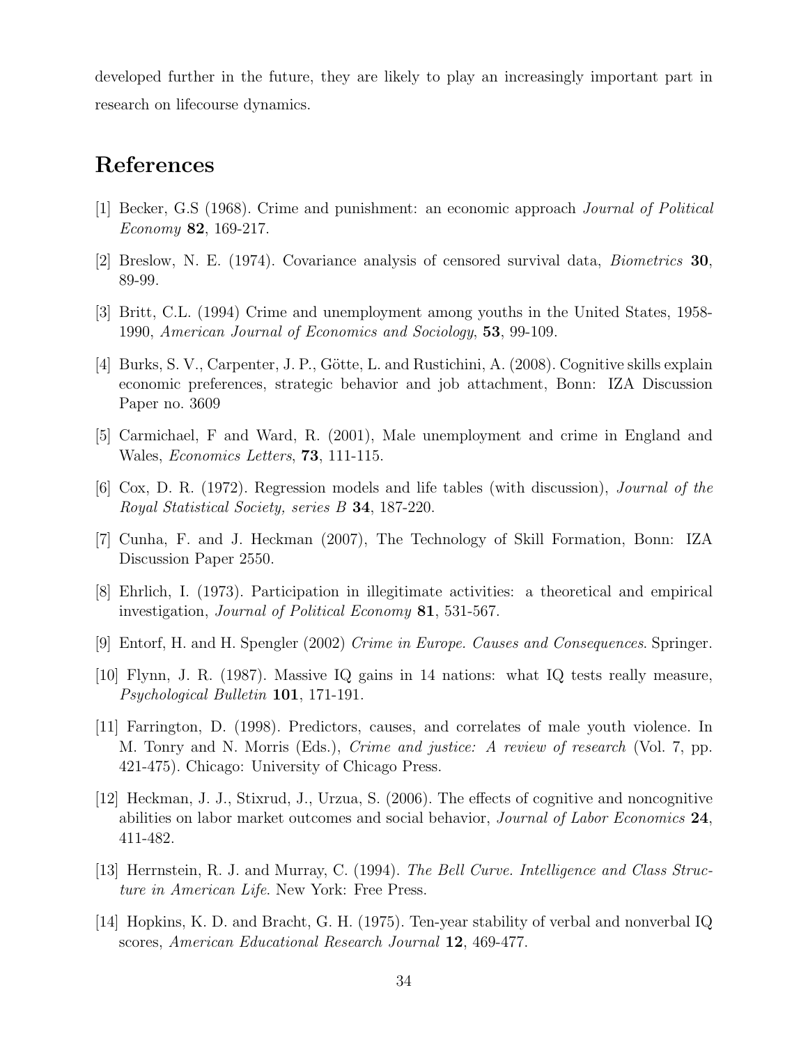developed further in the future, they are likely to play an increasingly important part in research on lifecourse dynamics.

# References

[1] Becker, G.S (1968). Crime and punishment: an economic approach *Journal of Political Economy* **82**, 169-217.

[2] Breslow, N. E. (1974). Covariance analysis of censored survival data, *Biometrics* **30**, 89-99.

[3] Britt, C.L. (1994) Crime and unemployment among youths in the United States, 1958-1990, *American Journal of Economics and Sociology*, **53**, 99-109.

[4] Burks, S. V., Carpenter, J. P., Götte, L. and Rustichini, A. (2008). Cognitive skills explain economic preferences, strategic behavior and job attachment, Bonn: IZA Discussion Paper no. 3609

[5] Carmichael, F and Ward, R. (2001), Male unemployment and crime in England and Wales, *Economics Letters*, **73**, 111-115.

[6] Cox, D. R. (1972). Regression models and life tables (with discussion), *Journal of the Royal Statistical Society, series B* **34**, 187-220.

[7] Cunha, F. and J. Heckman (2007), The Technology of Skill Formation, Bonn: IZA Discussion Paper 2550.

[8] Ehrlich, I. (1973). Participation in illegitimate activities: a theoretical and empirical investigation, *Journal of Political Economy* **81**, 531-567.

[9] Entorf, H. and H. Spengler (2002) *Crime in Europe. Causes and Consequences*. Springer.

[10] Flynn, J. R. (1987). Massive IQ gains in 14 nations: what IQ tests really measure, *Psychological Bulletin* **101**, 171-191.

[11] Farrington, D. (1998). Predictors, causes, and correlates of male youth violence. In M. Tonry and N. Morris (Eds.), *Crime and justice: A review of research* (Vol. 7, pp. 421-475). Chicago: University of Chicago Press.

[12] Heckman, J. J., Stixrud, J., Urzua, S. (2006). The effects of cognitive and noncognitive abilities on labor market outcomes and social behavior, *Journal of Labor Economics* **24**, 411-482.

[13] Herrnstein, R. J. and Murray, C. (1994). *The Bell Curve. Intelligence and Class Structure in American Life*. New York: Free Press.

[14] Hopkins, K. D. and Bracht, G. H. (1975). Ten-year stability of verbal and nonverbal IQ scores, *American Educational Research Journal* **12**, 469-477.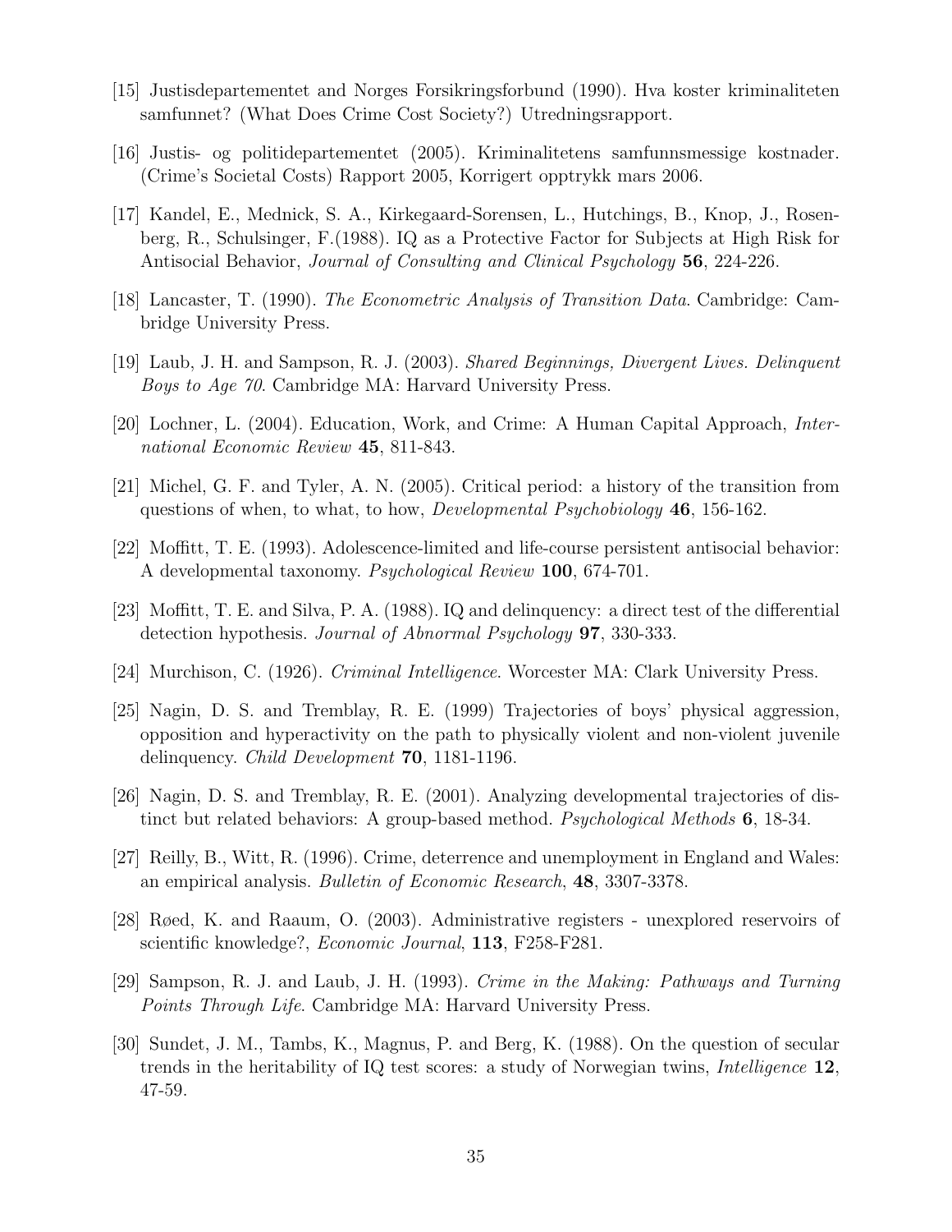[15] Justisdepartementet and Norges Forsikringsforbund (1990). Hva koster kriminaliteten samfunnet? (What Does Crime Cost Society?) Utredningsrapport.

[16] Justis- og politidepartementet (2005). Kriminalitetens samfunnsmessige kostnader. (Crime's Societal Costs) Rapport 2005, Korrigert opptrykk mars 2006.

[17] Kandel, E., Mednick, S. A., Kirkegaard-Sorensen, L., Hutchings, B., Knop, J., Rosenberg, R., Schulsinger, F.(1988). IQ as a Protective Factor for Subjects at High Risk for Antisocial Behavior, *Journal of Consulting and Clinical Psychology* **56**, 224-226.

[18] Lancaster, T. (1990). *The Econometric Analysis of Transition Data.* Cambridge: Cambridge University Press.

[19] Laub, J. H. and Sampson, R. J. (2003). *Shared Beginnings, Divergent Lives. Delinquent Boys to Age 70.* Cambridge MA: Harvard University Press.

[20] Lochner, L. (2004). Education, Work, and Crime: A Human Capital Approach, *International Economic Review* **45**, 811-843.

[21] Michel, G. F. and Tyler, A. N. (2005). Critical period: a history of the transition from questions of when, to what, to how, *Developmental Psychobiology* **46**, 156-162.

[22] Moffitt, T. E. (1993). Adolescence-limited and life-course persistent antisocial behavior: A developmental taxonomy. *Psychological Review* **100**, 674-701.

[23] Moffitt, T. E. and Silva, P. A. (1988). IQ and delinquency: a direct test of the differential detection hypothesis. *Journal of Abnormal Psychology* **97**, 330-333.

[24] Murchison, C. (1926). *Criminal Intelligence*. Worcester MA: Clark University Press.

[25] Nagin, D. S. and Tremblay, R. E. (1999) Trajectories of boys' physical aggression, opposition and hyperactivity on the path to physically violent and non-violent juvenile delinquency. *Child Development* **70**, 1181-1196.

[26] Nagin, D. S. and Tremblay, R. E. (2001). Analyzing developmental trajectories of distinct but related behaviors: A group-based method. *Psychological Methods* **6**, 18-34.

[27] Reilly, B., Witt, R. (1996). Crime, deterrence and unemployment in England and Wales: an empirical analysis. *Bulletin of Economic Research*, **48**, 3307-3378.

[28] Røed, K. and Raaum, O. (2003). Administrative registers - unexplored reservoirs of scientific knowledge?, *Economic Journal*, **113**, F258-F281.

[29] Sampson, R. J. and Laub, J. H. (1993). *Crime in the Making: Pathways and Turning Points Through Life*. Cambridge MA: Harvard University Press.

[30] Sundet, J. M., Tambs, K., Magnus, P. and Berg, K. (1988). On the question of secular trends in the heritability of IQ test scores: a study of Norwegian twins, *Intelligence* **12**, 47-59.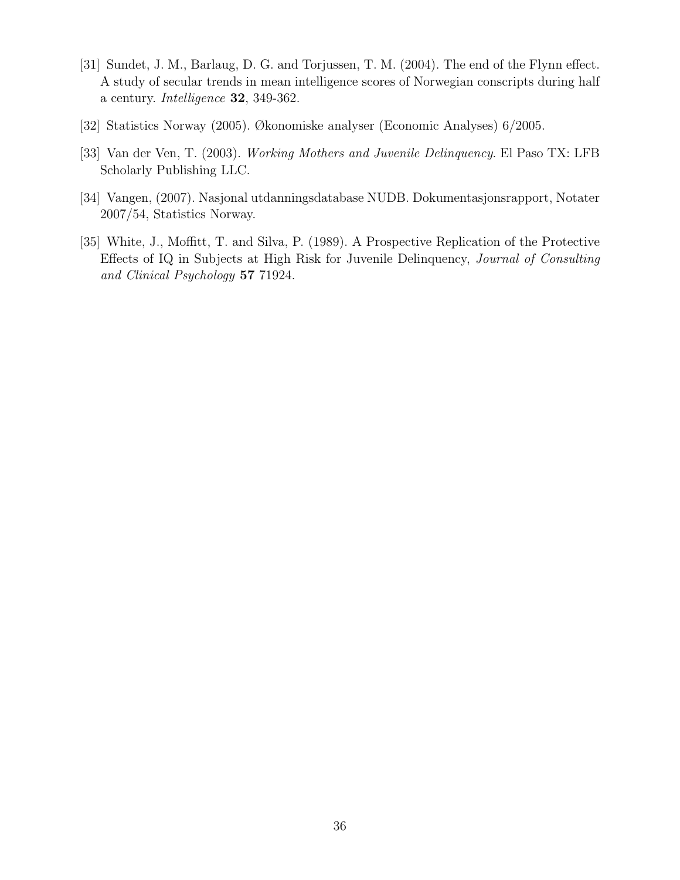[31] Sundet, J. M., Barlaug, D. G. and Torjussen, T. M. (2004). The end of the Flynn effect. A study of secular trends in mean intelligence scores of Norwegian conscripts during half a century. *Intelligence* **32**, 349-362.

[32] Statistics Norway (2005). Økonomiske analyser (Economic Analyses) 6/2005.

[33] Van der Ven, T. (2003). *Working Mothers and Juvenile Delinquency*. El Paso TX: LFB Scholarly Publishing LLC.

[34] Vangen, (2007). Nasjonal utdanningsdatabase NUDB. Dokumentasjonsrapport, Notater 2007/54, Statistics Norway.

[35] White, J., Moffitt, T. and Silva, P. (1989). A Prospective Replication of the Protective Effects of IQ in Subjects at High Risk for Juvenile Delinquency, *Journal of Consulting and Clinical Psychology* **57** 71924.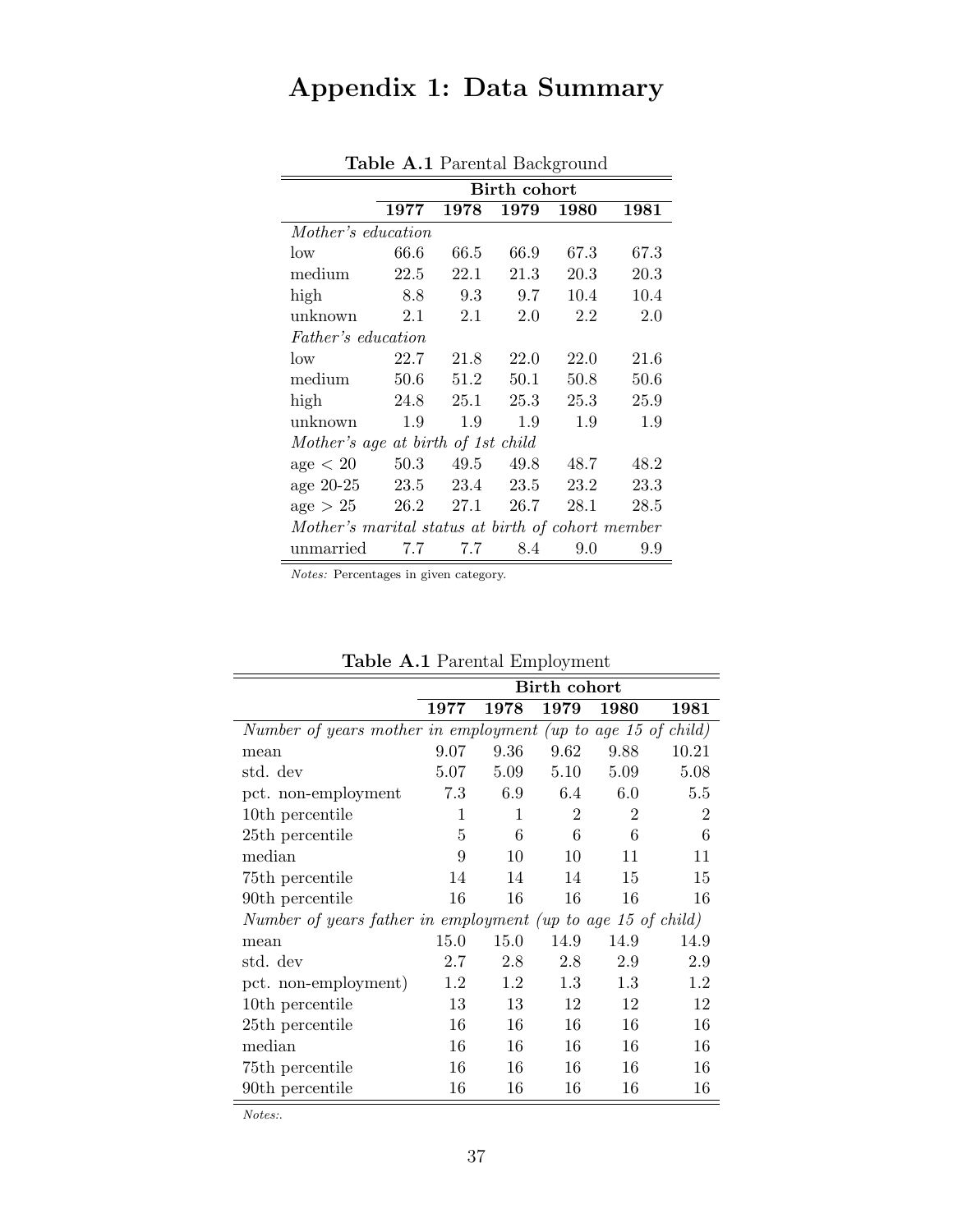# Appendix 1: Data Summary

**Table A.1** Parental Background

| | Birth cohort | | | | |
|---|---|---|---|---|---|
| | **1977** | **1978** | **1979** | **1980** | **1981** |
| *Mother's education* | | | | | |
| low | 66.6 | 66.5 | 66.9 | 67.3 | 67.3 |
| medium | 22.5 | 22.1 | 21.3 | 20.3 | 20.3 |
| high | 8.8 | 9.3 | 9.7 | 10.4 | 10.4 |
| unknown | 2.1 | 2.1 | 2.0 | 2.2 | 2.0 |
| *Father's education* | | | | | |
| low | 22.7 | 21.8 | 22.0 | 22.0 | 21.6 |
| medium | 50.6 | 51.2 | 50.1 | 50.8 | 50.6 |
| high | 24.8 | 25.1 | 25.3 | 25.3 | 25.9 |
| unknown | 1.9 | 1.9 | 1.9 | 1.9 | 1.9 |
| *Mother's age at birth of 1st child* | | | | | |
| age < 20 | 50.3 | 49.5 | 49.8 | 48.7 | 48.2 |
| age 20-25 | 23.5 | 23.4 | 23.5 | 23.2 | 23.3 |
| age > 25 | 26.2 | 27.1 | 26.7 | 28.1 | 28.5 |
| *Mother's marital status at birth of cohort member* | | | | | |
| unmarried | 7.7 | 7.7 | 8.4 | 9.0 | 9.9 |

*Notes:* Percentages in given category.

**Table A.1** Parental Employment

| | Birth cohort | | | | |
|---|---|---|---|---|---|
| | **1977** | **1978** | **1979** | **1980** | **1981** |
| *Number of years mother in employment (up to age 15 of child)* | | | | | |
| mean | 9.07 | 9.36 | 9.62 | 9.88 | 10.21 |
| std. dev | 5.07 | 5.09 | 5.10 | 5.09 | 5.08 |
| pct. non-employment | 7.3 | 6.9 | 6.4 | 6.0 | 5.5 |
| 10th percentile | 1 | 1 | 2 | 2 | 2 |
| 25th percentile | 5 | 6 | 6 | 6 | 6 |
| median | 9 | 10 | 10 | 11 | 11 |
| 75th percentile | 14 | 14 | 14 | 15 | 15 |
| 90th percentile | 16 | 16 | 16 | 16 | 16 |
| *Number of years father in employment (up to age 15 of child)* | | | | | |
| mean | 15.0 | 15.0 | 14.9 | 14.9 | 14.9 |
| std. dev | 2.7 | 2.8 | 2.8 | 2.9 | 2.9 |
| pct. non-employment) | 1.2 | 1.2 | 1.3 | 1.3 | 1.2 |
| 10th percentile | 13 | 13 | 12 | 12 | 12 |
| 25th percentile | 16 | 16 | 16 | 16 | 16 |
| median | 16 | 16 | 16 | 16 | 16 |
| 75th percentile | 16 | 16 | 16 | 16 | 16 |
| 90th percentile | 16 | 16 | 16 | 16 | 16 |

*Notes:*.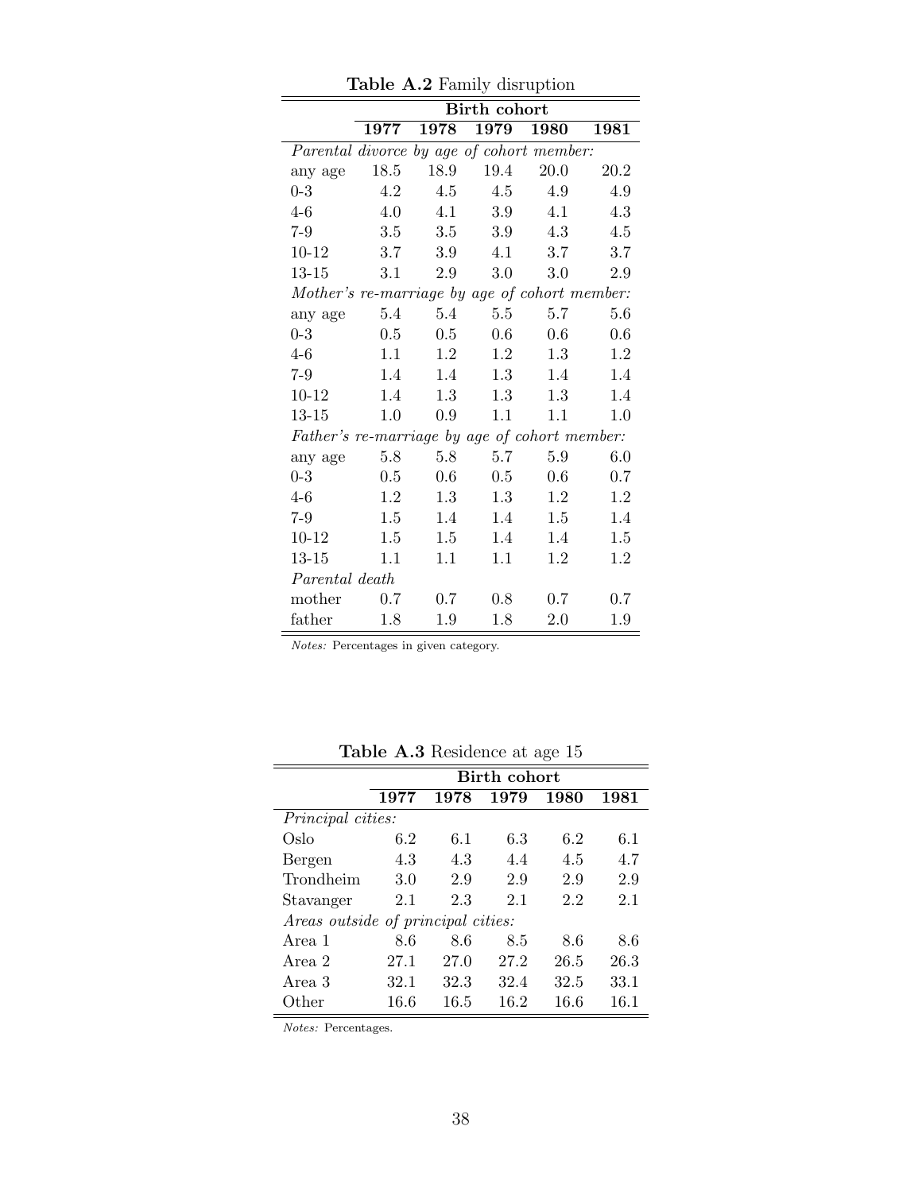**Table A.2** Family disruption

| | Birth cohort | | | | |
|---|---|---|---|---|---|
| | **1977** | **1978** | **1979** | **1980** | **1981** |
| *Parental divorce by age of cohort member:* | | | | | |
| any age | 18.5 | 18.9 | 19.4 | 20.0 | 20.2 |
| 0-3 | 4.2 | 4.5 | 4.5 | 4.9 | 4.9 |
| 4-6 | 4.0 | 4.1 | 3.9 | 4.1 | 4.3 |
| 7-9 | 3.5 | 3.5 | 3.9 | 4.3 | 4.5 |
| 10-12 | 3.7 | 3.9 | 4.1 | 3.7 | 3.7 |
| 13-15 | 3.1 | 2.9 | 3.0 | 3.0 | 2.9 |
| *Mother's re-marriage by age of cohort member:* | | | | | |
| any age | 5.4 | 5.4 | 5.5 | 5.7 | 5.6 |
| 0-3 | 0.5 | 0.5 | 0.6 | 0.6 | 0.6 |
| 4-6 | 1.1 | 1.2 | 1.2 | 1.3 | 1.2 |
| 7-9 | 1.4 | 1.4 | 1.3 | 1.4 | 1.4 |
| 10-12 | 1.4 | 1.3 | 1.3 | 1.3 | 1.4 |
| 13-15 | 1.0 | 0.9 | 1.1 | 1.1 | 1.0 |
| *Father's re-marriage by age of cohort member:* | | | | | |
| any age | 5.8 | 5.8 | 5.7 | 5.9 | 6.0 |
| 0-3 | 0.5 | 0.6 | 0.5 | 0.6 | 0.7 |
| 4-6 | 1.2 | 1.3 | 1.3 | 1.2 | 1.2 |
| 7-9 | 1.5 | 1.4 | 1.4 | 1.5 | 1.4 |
| 10-12 | 1.5 | 1.5 | 1.4 | 1.4 | 1.5 |
| 13-15 | 1.1 | 1.1 | 1.1 | 1.2 | 1.2 |
| *Parental death* | | | | | |
| mother | 0.7 | 0.7 | 0.8 | 0.7 | 0.7 |
| father | 1.8 | 1.9 | 1.8 | 2.0 | 1.9 |

*Notes:* Percentages in given category.

**Table A.3** Residence at age 15

| | Birth cohort | | | | |
|---|---|---|---|---|---|
| | **1977** | **1978** | **1979** | **1980** | **1981** |
| *Principal cities:* | | | | | |
| Oslo | 6.2 | 6.1 | 6.3 | 6.2 | 6.1 |
| Bergen | 4.3 | 4.3 | 4.4 | 4.5 | 4.7 |
| Trondheim | 3.0 | 2.9 | 2.9 | 2.9 | 2.9 |
| Stavanger | 2.1 | 2.3 | 2.1 | 2.2 | 2.1 |
| *Areas outside of principal cities:* | | | | | |
| Area 1 | 8.6 | 8.6 | 8.5 | 8.6 | 8.6 |
| Area 2 | 27.1 | 27.0 | 27.2 | 26.5 | 26.3 |
| Area 3 | 32.1 | 32.3 | 32.4 | 32.5 | 33.1 |
| Other | 16.6 | 16.5 | 16.2 | 16.6 | 16.1 |

*Notes:* Percentages.